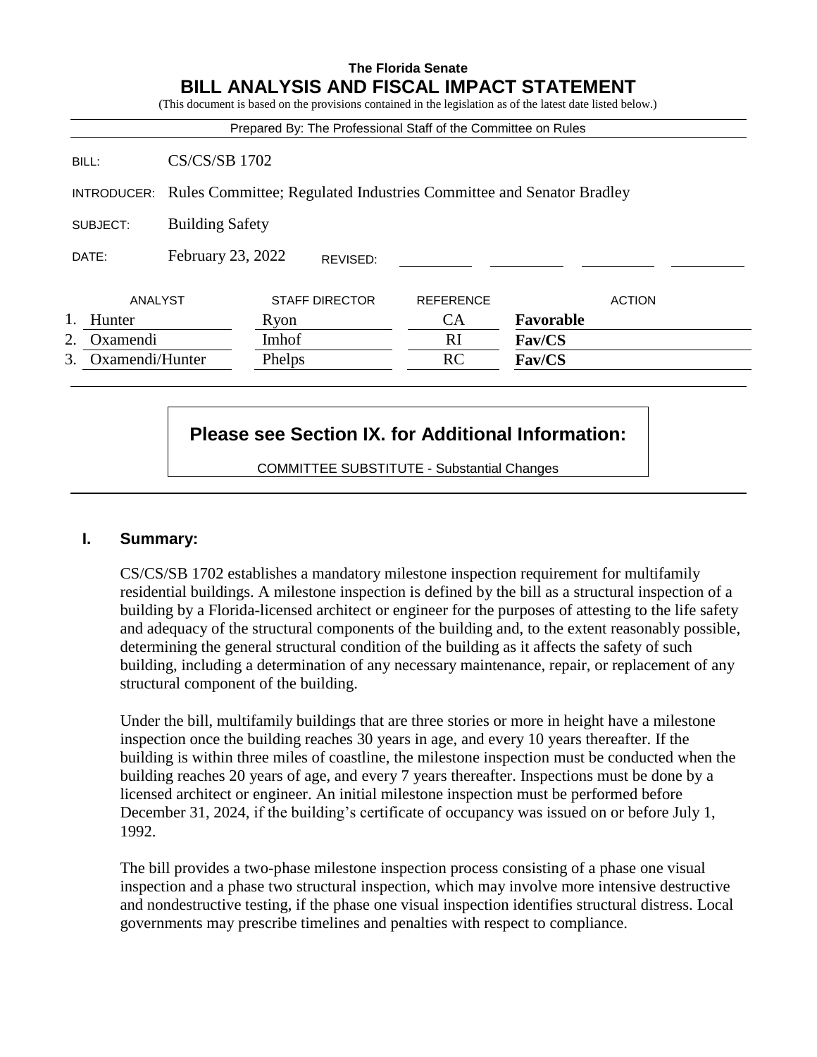**The Florida Senate**

# BILL ANALYSIS AND FISCAL IMPACT STATEMENT

(This document is based on the provisions contained in the legislation as of the latest date listed below.)

Prepared By: The Professional Staff of the Committee on Rules

| | |
|---|---|
| BILL: | CS/CS/SB 1702 |
| INTRODUCER: | Rules Committee; Regulated Industries Committee and Senator Bradley |
| SUBJECT: | Building Safety |
| DATE: | February 23, 2022 REVISED: |

| | ANALYST | STAFF DIRECTOR | REFERENCE | ACTION |
|---|---|---|---|---|
| 1. | Hunter | Ryon | CA | **Favorable** |
| 2. | Oxamendi | Imhof | RI | **Fav/CS** |
| 3. | Oxamendi/Hunter | Phelps | RC | **Fav/CS** |

**Please see Section IX. for Additional Information:**

COMMITTEE SUBSTITUTE - Substantial Changes

## I. Summary:

CS/CS/SB 1702 establishes a mandatory milestone inspection requirement for multifamily residential buildings. A milestone inspection is defined by the bill as a structural inspection of a building by a Florida-licensed architect or engineer for the purposes of attesting to the life safety and adequacy of the structural components of the building and, to the extent reasonably possible, determining the general structural condition of the building as it affects the safety of such building, including a determination of any necessary maintenance, repair, or replacement of any structural component of the building.

Under the bill, multifamily buildings that are three stories or more in height have a milestone inspection once the building reaches 30 years in age, and every 10 years thereafter. If the building is within three miles of coastline, the milestone inspection must be conducted when the building reaches 20 years of age, and every 7 years thereafter. Inspections must be done by a licensed architect or engineer. An initial milestone inspection must be performed before December 31, 2024, if the building's certificate of occupancy was issued on or before July 1, 1992.

The bill provides a two-phase milestone inspection process consisting of a phase one visual inspection and a phase two structural inspection, which may involve more intensive destructive and nondestructive testing, if the phase one visual inspection identifies structural distress. Local governments may prescribe timelines and penalties with respect to compliance.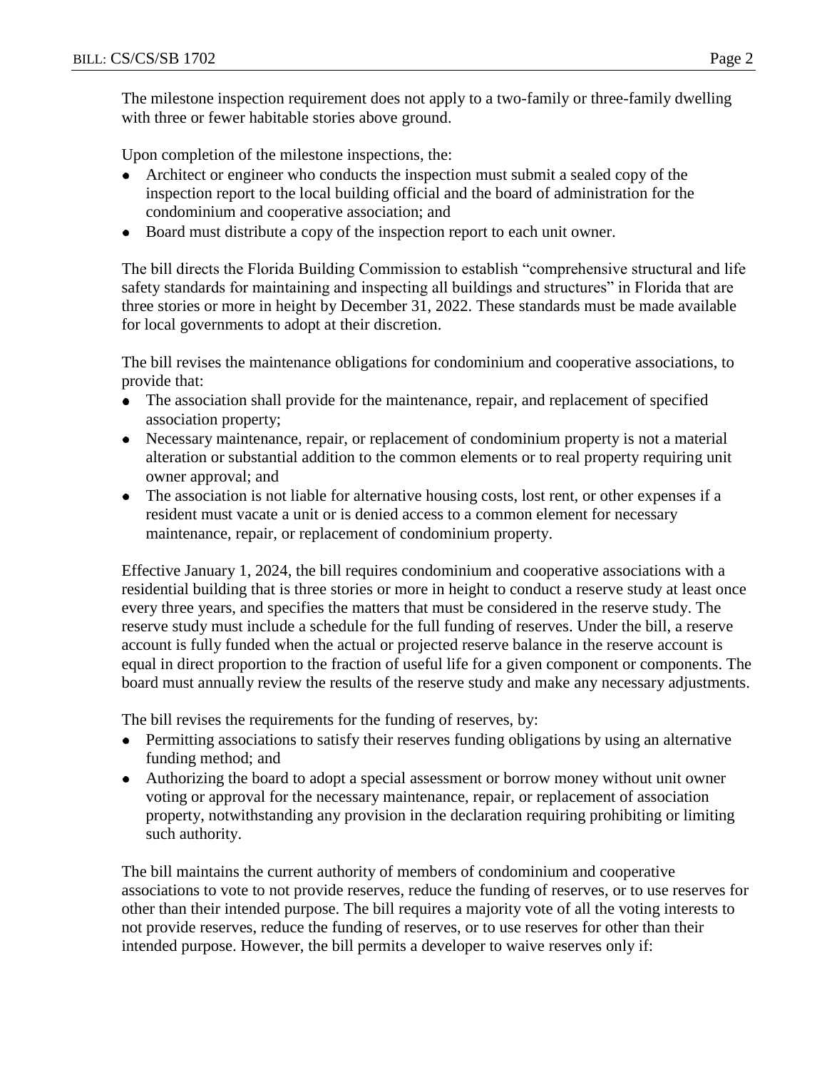The milestone inspection requirement does not apply to a two-family or three-family dwelling with three or fewer habitable stories above ground.

Upon completion of the milestone inspections, the:

- Architect or engineer who conducts the inspection must submit a sealed copy of the inspection report to the local building official and the board of administration for the condominium and cooperative association; and
- Board must distribute a copy of the inspection report to each unit owner.

The bill directs the Florida Building Commission to establish "comprehensive structural and life safety standards for maintaining and inspecting all buildings and structures" in Florida that are three stories or more in height by December 31, 2022. These standards must be made available for local governments to adopt at their discretion.

The bill revises the maintenance obligations for condominium and cooperative associations, to provide that:

- The association shall provide for the maintenance, repair, and replacement of specified association property;
- Necessary maintenance, repair, or replacement of condominium property is not a material alteration or substantial addition to the common elements or to real property requiring unit owner approval; and
- The association is not liable for alternative housing costs, lost rent, or other expenses if a resident must vacate a unit or is denied access to a common element for necessary maintenance, repair, or replacement of condominium property.

Effective January 1, 2024, the bill requires condominium and cooperative associations with a residential building that is three stories or more in height to conduct a reserve study at least once every three years, and specifies the matters that must be considered in the reserve study. The reserve study must include a schedule for the full funding of reserves. Under the bill, a reserve account is fully funded when the actual or projected reserve balance in the reserve account is equal in direct proportion to the fraction of useful life for a given component or components. The board must annually review the results of the reserve study and make any necessary adjustments.

The bill revises the requirements for the funding of reserves, by:

- Permitting associations to satisfy their reserves funding obligations by using an alternative funding method; and
- Authorizing the board to adopt a special assessment or borrow money without unit owner voting or approval for the necessary maintenance, repair, or replacement of association property, notwithstanding any provision in the declaration requiring prohibiting or limiting such authority.

The bill maintains the current authority of members of condominium and cooperative associations to vote to not provide reserves, reduce the funding of reserves, or to use reserves for other than their intended purpose. The bill requires a majority vote of all the voting interests to not provide reserves, reduce the funding of reserves, or to use reserves for other than their intended purpose. However, the bill permits a developer to waive reserves only if: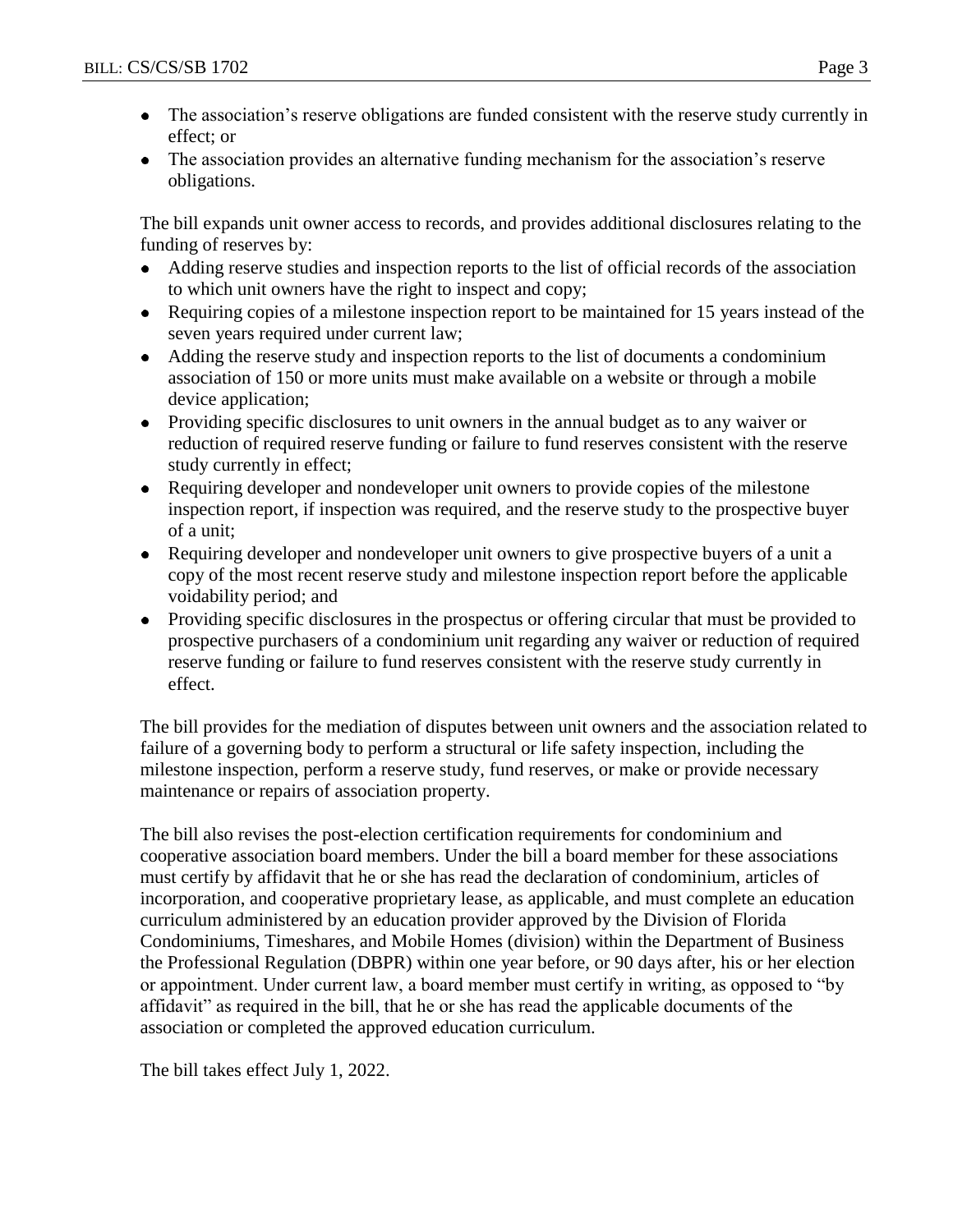- The association's reserve obligations are funded consistent with the reserve study currently in effect; or
- The association provides an alternative funding mechanism for the association's reserve obligations.

The bill expands unit owner access to records, and provides additional disclosures relating to the funding of reserves by:

- Adding reserve studies and inspection reports to the list of official records of the association to which unit owners have the right to inspect and copy;
- Requiring copies of a milestone inspection report to be maintained for 15 years instead of the seven years required under current law;
- Adding the reserve study and inspection reports to the list of documents a condominium association of 150 or more units must make available on a website or through a mobile device application;
- Providing specific disclosures to unit owners in the annual budget as to any waiver or reduction of required reserve funding or failure to fund reserves consistent with the reserve study currently in effect;
- Requiring developer and nondeveloper unit owners to provide copies of the milestone inspection report, if inspection was required, and the reserve study to the prospective buyer of a unit;
- Requiring developer and nondeveloper unit owners to give prospective buyers of a unit a copy of the most recent reserve study and milestone inspection report before the applicable voidability period; and
- Providing specific disclosures in the prospectus or offering circular that must be provided to prospective purchasers of a condominium unit regarding any waiver or reduction of required reserve funding or failure to fund reserves consistent with the reserve study currently in effect.

The bill provides for the mediation of disputes between unit owners and the association related to failure of a governing body to perform a structural or life safety inspection, including the milestone inspection, perform a reserve study, fund reserves, or make or provide necessary maintenance or repairs of association property.

The bill also revises the post-election certification requirements for condominium and cooperative association board members. Under the bill a board member for these associations must certify by affidavit that he or she has read the declaration of condominium, articles of incorporation, and cooperative proprietary lease, as applicable, and must complete an education curriculum administered by an education provider approved by the Division of Florida Condominiums, Timeshares, and Mobile Homes (division) within the Department of Business the Professional Regulation (DBPR) within one year before, or 90 days after, his or her election or appointment. Under current law, a board member must certify in writing, as opposed to "by affidavit" as required in the bill, that he or she has read the applicable documents of the association or completed the approved education curriculum.

The bill takes effect July 1, 2022.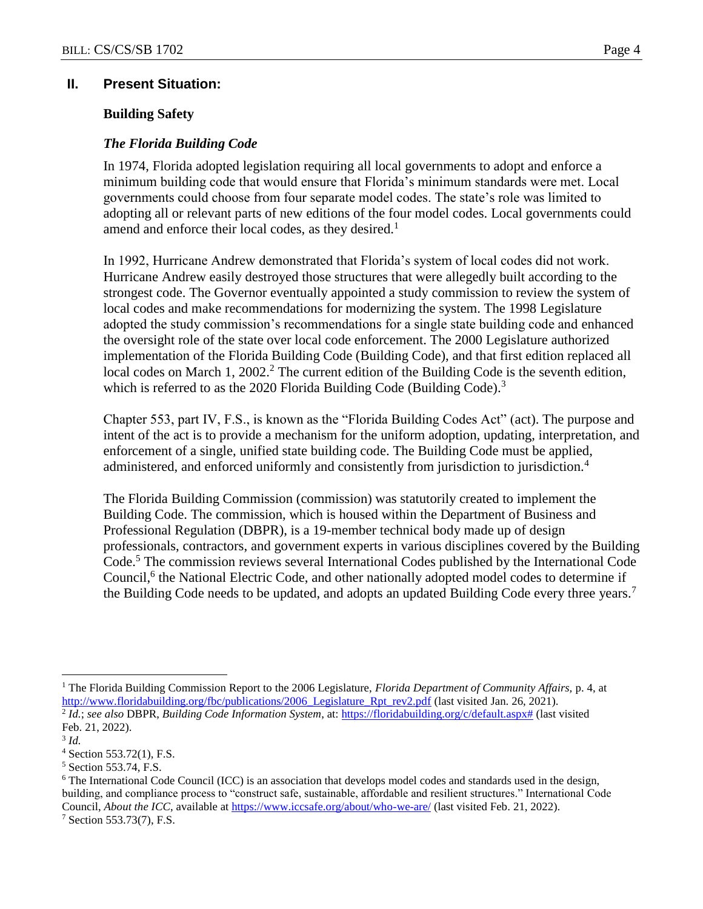## II. Present Situation:

### Building Safety

#### *The Florida Building Code*

In 1974, Florida adopted legislation requiring all local governments to adopt and enforce a minimum building code that would ensure that Florida's minimum standards were met. Local governments could choose from four separate model codes. The state's role was limited to adopting all or relevant parts of new editions of the four model codes. Local governments could amend and enforce their local codes, as they desired.[1]

In 1992, Hurricane Andrew demonstrated that Florida's system of local codes did not work. Hurricane Andrew easily destroyed those structures that were allegedly built according to the strongest code. The Governor eventually appointed a study commission to review the system of local codes and make recommendations for modernizing the system. The 1998 Legislature adopted the study commission's recommendations for a single state building code and enhanced the oversight role of the state over local code enforcement. The 2000 Legislature authorized implementation of the Florida Building Code (Building Code), and that first edition replaced all local codes on March 1, 2002.[2] The current edition of the Building Code is the seventh edition, which is referred to as the 2020 Florida Building Code (Building Code).[3]

Chapter 553, part IV, F.S., is known as the "Florida Building Codes Act" (act). The purpose and intent of the act is to provide a mechanism for the uniform adoption, updating, interpretation, and enforcement of a single, unified state building code. The Building Code must be applied, administered, and enforced uniformly and consistently from jurisdiction to jurisdiction.[4]

The Florida Building Commission (commission) was statutorily created to implement the Building Code. The commission, which is housed within the Department of Business and Professional Regulation (DBPR), is a 19-member technical body made up of design professionals, contractors, and government experts in various disciplines covered by the Building Code.[5] The commission reviews several International Codes published by the International Code Council,[6] the National Electric Code, and other nationally adopted model codes to determine if the Building Code needs to be updated, and adopts an updated Building Code every three years.[7]

---

[1] The Florida Building Commission Report to the 2006 Legislature, *Florida Department of Community Affairs*, p. 4, at http://www.floridabuilding.org/fbc/publications/2006_Legislature_Rpt_rev2.pdf (last visited Jan. 26, 2021).

[2] *Id.*; *see also* DBPR, *Building Code Information System*, at: https://floridabuilding.org/c/default.aspx# (last visited Feb. 21, 2022).

[3] *Id.*

[4] Section 553.72(1), F.S.

[5] Section 553.74, F.S.

[6] The International Code Council (ICC) is an association that develops model codes and standards used in the design, building, and compliance process to "construct safe, sustainable, affordable and resilient structures." International Code Council, *About the ICC*, available at https://www.iccsafe.org/about/who-we-are/ (last visited Feb. 21, 2022).

[7] Section 553.73(7), F.S.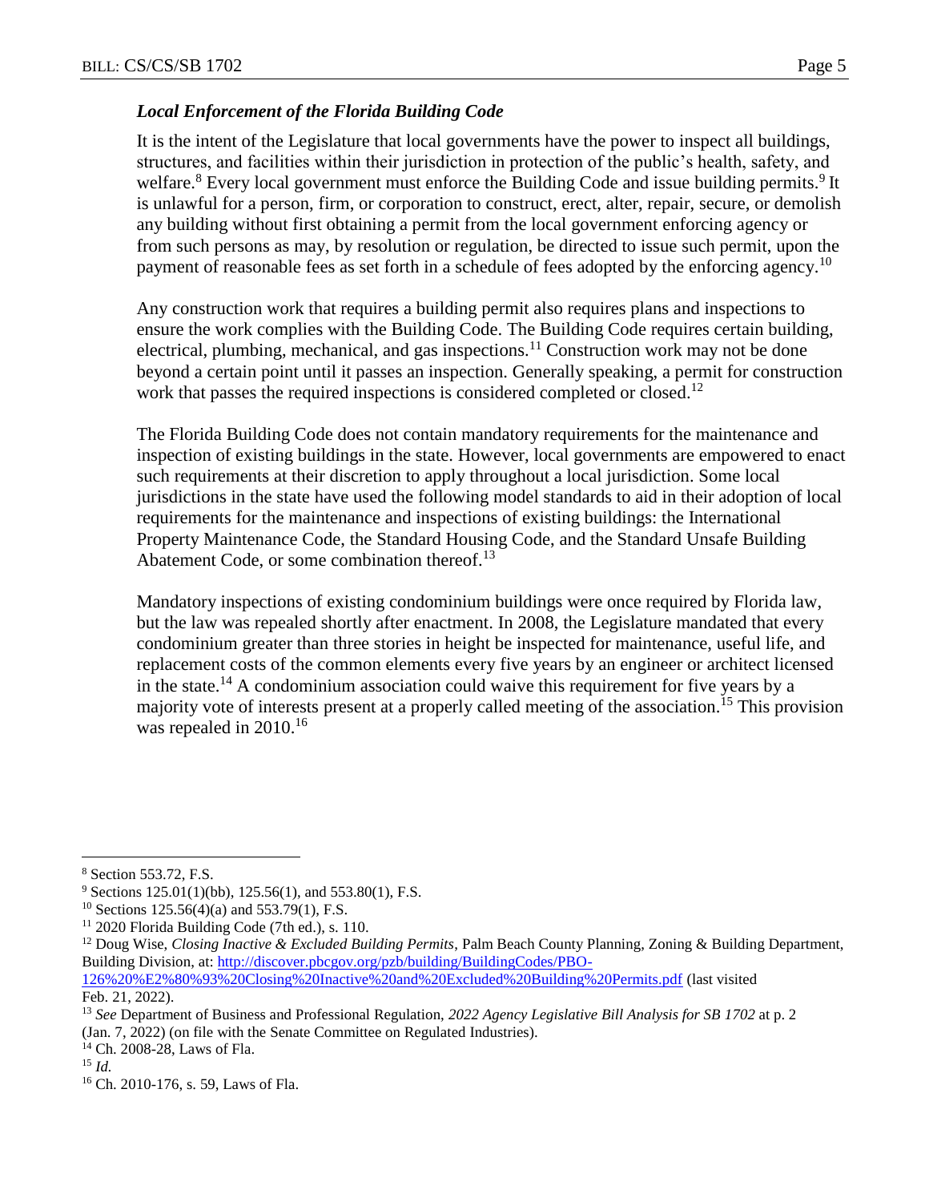### *Local Enforcement of the Florida Building Code*

It is the intent of the Legislature that local governments have the power to inspect all buildings, structures, and facilities within their jurisdiction in protection of the public's health, safety, and welfare.[8] Every local government must enforce the Building Code and issue building permits.[9] It is unlawful for a person, firm, or corporation to construct, erect, alter, repair, secure, or demolish any building without first obtaining a permit from the local government enforcing agency or from such persons as may, by resolution or regulation, be directed to issue such permit, upon the payment of reasonable fees as set forth in a schedule of fees adopted by the enforcing agency.[10]

Any construction work that requires a building permit also requires plans and inspections to ensure the work complies with the Building Code. The Building Code requires certain building, electrical, plumbing, mechanical, and gas inspections.[11] Construction work may not be done beyond a certain point until it passes an inspection. Generally speaking, a permit for construction work that passes the required inspections is considered completed or closed.[12]

The Florida Building Code does not contain mandatory requirements for the maintenance and inspection of existing buildings in the state. However, local governments are empowered to enact such requirements at their discretion to apply throughout a local jurisdiction. Some local jurisdictions in the state have used the following model standards to aid in their adoption of local requirements for the maintenance and inspections of existing buildings: the International Property Maintenance Code, the Standard Housing Code, and the Standard Unsafe Building Abatement Code, or some combination thereof.[13]

Mandatory inspections of existing condominium buildings were once required by Florida law, but the law was repealed shortly after enactment. In 2008, the Legislature mandated that every condominium greater than three stories in height be inspected for maintenance, useful life, and replacement costs of the common elements every five years by an engineer or architect licensed in the state.[14] A condominium association could waive this requirement for five years by a majority vote of interests present at a properly called meeting of the association.[15] This provision was repealed in 2010.[16]

---

[8] Section 553.72, F.S.

[9] Sections 125.01(1)(bb), 125.56(1), and 553.80(1), F.S.

[10] Sections 125.56(4)(a) and 553.79(1), F.S.

[11] 2020 Florida Building Code (7th ed.), s. 110.

[12] Doug Wise, *Closing Inactive & Excluded Building Permits*, Palm Beach County Planning, Zoning & Building Department, Building Division, at: http://discover.pbcgov.org/pzb/building/BuildingCodes/PBO-126%20%E2%80%93%20Closing%20Inactive%20and%20Excluded%20Building%20Permits.pdf (last visited Feb. 21, 2022).

[13] *See* Department of Business and Professional Regulation, *2022 Agency Legislative Bill Analysis for SB 1702* at p. 2 (Jan. 7, 2022) (on file with the Senate Committee on Regulated Industries).

[14] Ch. 2008-28, Laws of Fla.

[15] *Id.*

[16] Ch. 2010-176, s. 59, Laws of Fla.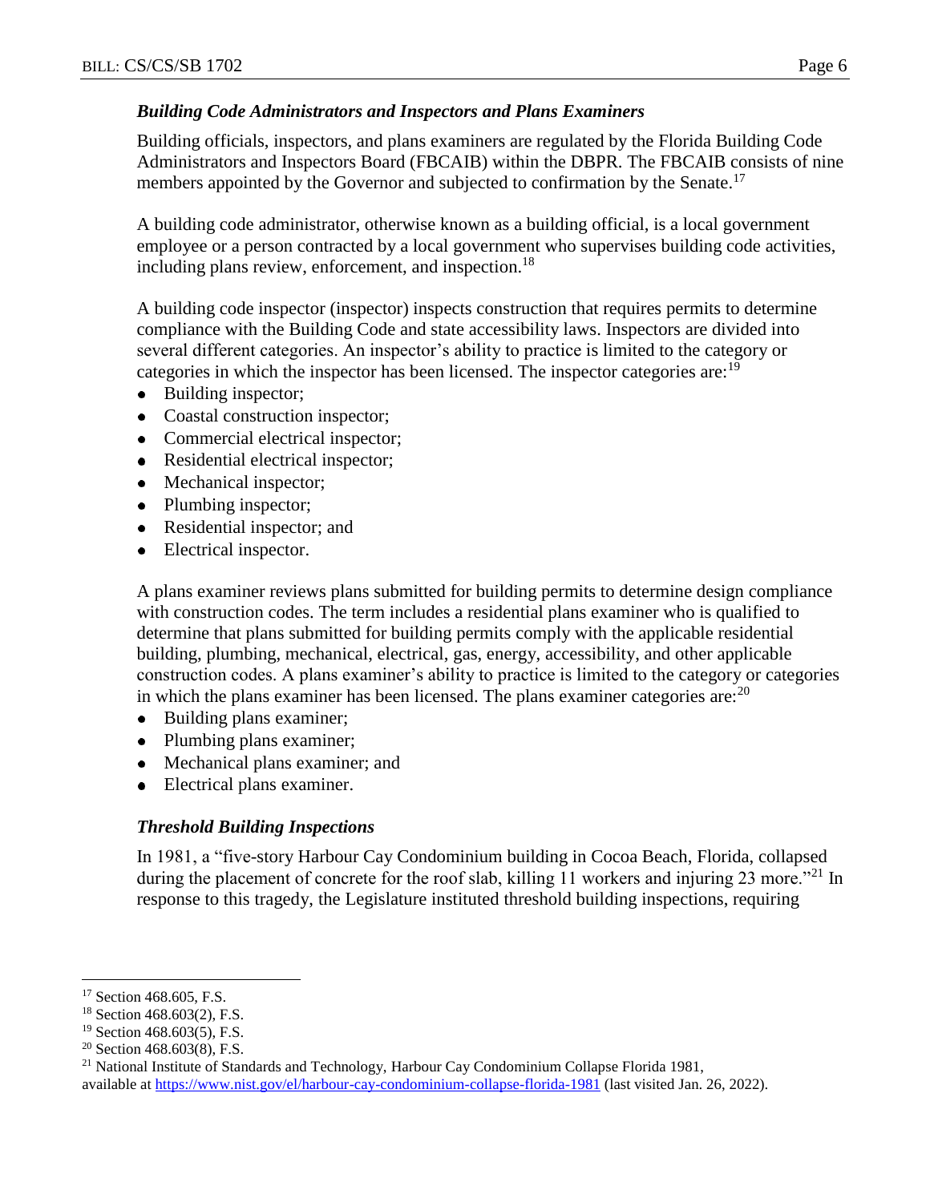### *Building Code Administrators and Inspectors and Plans Examiners*

Building officials, inspectors, and plans examiners are regulated by the Florida Building Code Administrators and Inspectors Board (FBCAIB) within the DBPR. The FBCAIB consists of nine members appointed by the Governor and subjected to confirmation by the Senate.[17]

A building code administrator, otherwise known as a building official, is a local government employee or a person contracted by a local government who supervises building code activities, including plans review, enforcement, and inspection.[18]

A building code inspector (inspector) inspects construction that requires permits to determine compliance with the Building Code and state accessibility laws. Inspectors are divided into several different categories. An inspector's ability to practice is limited to the category or categories in which the inspector has been licensed. The inspector categories are:[19]

- Building inspector;
- Coastal construction inspector;
- Commercial electrical inspector;
- Residential electrical inspector;
- Mechanical inspector;
- Plumbing inspector;
- Residential inspector; and
- Electrical inspector.

A plans examiner reviews plans submitted for building permits to determine design compliance with construction codes. The term includes a residential plans examiner who is qualified to determine that plans submitted for building permits comply with the applicable residential building, plumbing, mechanical, electrical, gas, energy, accessibility, and other applicable construction codes. A plans examiner's ability to practice is limited to the category or categories in which the plans examiner has been licensed. The plans examiner categories are:[20]

- Building plans examiner;
- Plumbing plans examiner;
- Mechanical plans examiner; and
- Electrical plans examiner.

### *Threshold Building Inspections*

In 1981, a "five-story Harbour Cay Condominium building in Cocoa Beach, Florida, collapsed during the placement of concrete for the roof slab, killing 11 workers and injuring 23 more."[21] In response to this tragedy, the Legislature instituted threshold building inspections, requiring

---

[17] Section 468.605, F.S.

[18] Section 468.603(2), F.S.

[19] Section 468.603(5), F.S.

[20] Section 468.603(8), F.S.

[21] National Institute of Standards and Technology, Harbour Cay Condominium Collapse Florida 1981, available at https://www.nist.gov/el/harbour-cay-condominium-collapse-florida-1981 (last visited Jan. 26, 2022).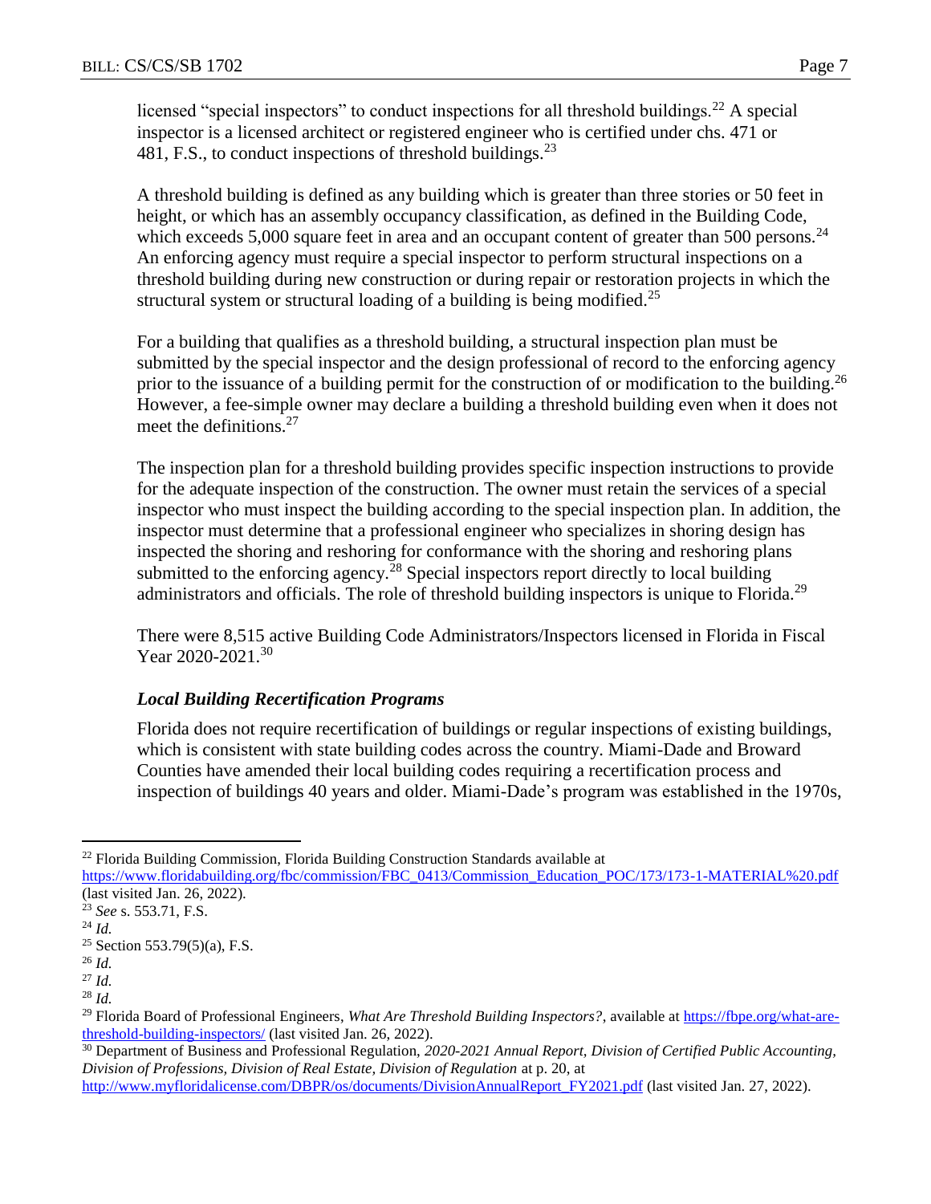licensed "special inspectors" to conduct inspections for all threshold buildings.[22] A special inspector is a licensed architect or registered engineer who is certified under chs. 471 or 481, F.S., to conduct inspections of threshold buildings.[23]

A threshold building is defined as any building which is greater than three stories or 50 feet in height, or which has an assembly occupancy classification, as defined in the Building Code, which exceeds 5,000 square feet in area and an occupant content of greater than 500 persons.[24] An enforcing agency must require a special inspector to perform structural inspections on a threshold building during new construction or during repair or restoration projects in which the structural system or structural loading of a building is being modified.[25]

For a building that qualifies as a threshold building, a structural inspection plan must be submitted by the special inspector and the design professional of record to the enforcing agency prior to the issuance of a building permit for the construction of or modification to the building.[26] However, a fee-simple owner may declare a building a threshold building even when it does not meet the definitions.[27]

The inspection plan for a threshold building provides specific inspection instructions to provide for the adequate inspection of the construction. The owner must retain the services of a special inspector who must inspect the building according to the special inspection plan. In addition, the inspector must determine that a professional engineer who specializes in shoring design has inspected the shoring and reshoring for conformance with the shoring and reshoring plans submitted to the enforcing agency.[28] Special inspectors report directly to local building administrators and officials. The role of threshold building inspectors is unique to Florida.[29]

There were 8,515 active Building Code Administrators/Inspectors licensed in Florida in Fiscal Year 2020-2021.[30]

### *Local Building Recertification Programs*

Florida does not require recertification of buildings or regular inspections of existing buildings, which is consistent with state building codes across the country. Miami-Dade and Broward Counties have amended their local building codes requiring a recertification process and inspection of buildings 40 years and older. Miami-Dade's program was established in the 1970s,

---

[22] Florida Building Commission, Florida Building Construction Standards available at https://www.floridabuilding.org/fbc/commission/FBC_0413/Commission_Education_POC/173/173-1-MATERIAL%20.pdf (last visited Jan. 26, 2022).

[23] *See* s. 553.71, F.S.

[24] *Id.*

[25] Section 553.79(5)(a), F.S.

[26] *Id.*

[27] *Id.*

[28] *Id.*

[29] Florida Board of Professional Engineers, *What Are Threshold Building Inspectors?*, available at https://fbpe.org/what-are-threshold-building-inspectors/ (last visited Jan. 26, 2022).

[30] Department of Business and Professional Regulation, *2020-2021 Annual Report, Division of Certified Public Accounting, Division of Professions, Division of Real Estate, Division of Regulation* at p. 20, at http://www.myfloridalicense.com/DBPR/os/documents/DivisionAnnualReport_FY2021.pdf (last visited Jan. 27, 2022).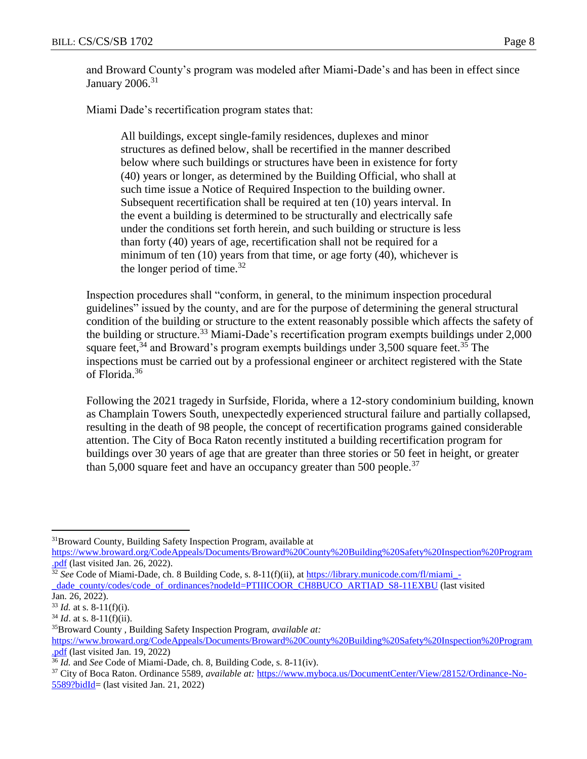and Broward County's program was modeled after Miami-Dade's and has been in effect since January 2006.[31]

Miami Dade's recertification program states that:

> All buildings, except single-family residences, duplexes and minor structures as defined below, shall be recertified in the manner described below where such buildings or structures have been in existence for forty (40) years or longer, as determined by the Building Official, who shall at such time issue a Notice of Required Inspection to the building owner. Subsequent recertification shall be required at ten (10) years interval. In the event a building is determined to be structurally and electrically safe under the conditions set forth herein, and such building or structure is less than forty (40) years of age, recertification shall not be required for a minimum of ten (10) years from that time, or age forty (40), whichever is the longer period of time.[32]

Inspection procedures shall "conform, in general, to the minimum inspection procedural guidelines" issued by the county, and are for the purpose of determining the general structural condition of the building or structure to the extent reasonably possible which affects the safety of the building or structure.[33] Miami-Dade's recertification program exempts buildings under 2,000 square feet,[34] and Broward's program exempts buildings under 3,500 square feet.[35] The inspections must be carried out by a professional engineer or architect registered with the State of Florida.[36]

Following the 2021 tragedy in Surfside, Florida, where a 12-story condominium building, known as Champlain Towers South, unexpectedly experienced structural failure and partially collapsed, resulting in the death of 98 people, the concept of recertification programs gained considerable attention. The City of Boca Raton recently instituted a building recertification program for buildings over 30 years of age that are greater than three stories or 50 feet in height, or greater than 5,000 square feet and have an occupancy greater than 500 people.[37]

---

[31] Broward County, Building Safety Inspection Program, available at https://www.broward.org/CodeAppeals/Documents/Broward%20County%20Building%20Safety%20Inspection%20Program.pdf (last visited Jan. 26, 2022).

[32] *See* Code of Miami-Dade, ch. 8 Building Code, s. 8-11(f)(ii), at https://library.municode.com/fl/miami_-_dade_county/codes/code_of_ordinances?nodeId=PTIIICOOR_CH8BUCO_ARTIAD_S8-11EXBU (last visited Jan. 26, 2022).

[33] *Id.* at s. 8-11(f)(i).

[34] *Id*. at s. 8-11(f)(ii).

[35] Broward County , Building Safety Inspection Program, *available at:* https://www.broward.org/CodeAppeals/Documents/Broward%20County%20Building%20Safety%20Inspection%20Program.pdf (last visited Jan. 19, 2022)

[36] *Id.* and *See* Code of Miami-Dade, ch. 8, Building Code, s. 8-11(iv).

[37] City of Boca Raton. Ordinance 5589, *available at:* https://www.myboca.us/DocumentCenter/View/28152/Ordinance-No-5589?bidId= (last visited Jan. 21, 2022)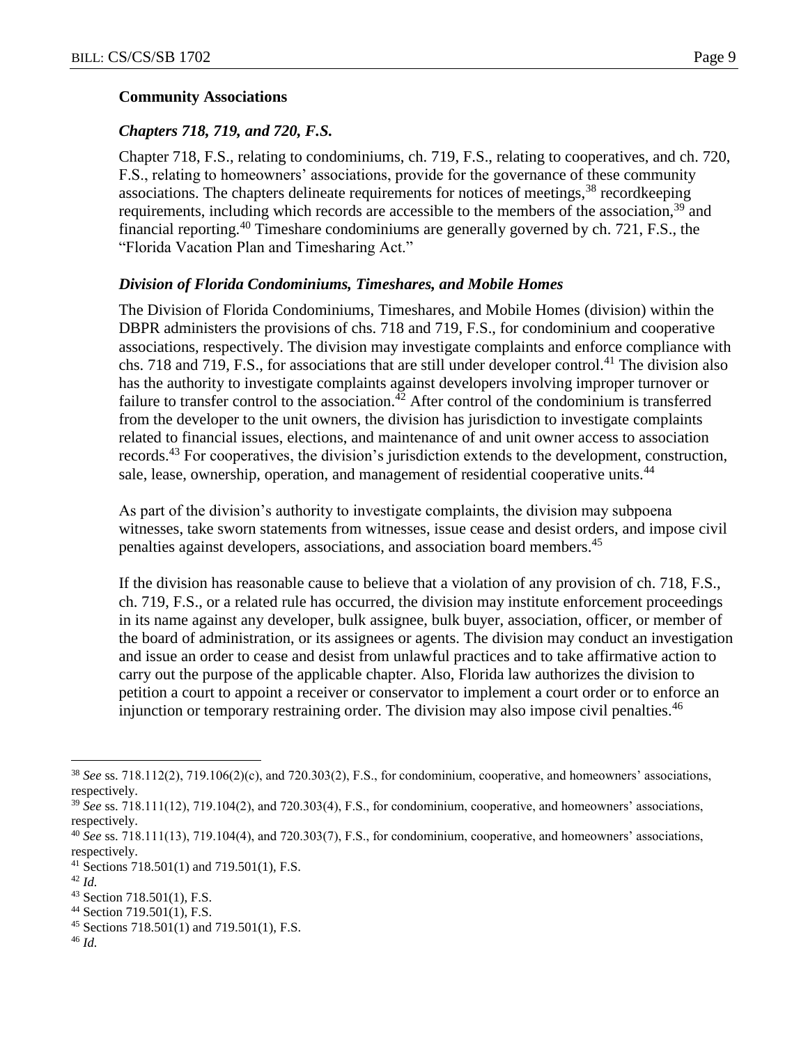### Community Associations

#### *Chapters 718, 719, and 720, F.S.*

Chapter 718, F.S., relating to condominiums, ch. 719, F.S., relating to cooperatives, and ch. 720, F.S., relating to homeowners' associations, provide for the governance of these community associations. The chapters delineate requirements for notices of meetings,[38] recordkeeping requirements, including which records are accessible to the members of the association,[39] and financial reporting.[40] Timeshare condominiums are generally governed by ch. 721, F.S., the "Florida Vacation Plan and Timesharing Act."

#### *Division of Florida Condominiums, Timeshares, and Mobile Homes*

The Division of Florida Condominiums, Timeshares, and Mobile Homes (division) within the DBPR administers the provisions of chs. 718 and 719, F.S., for condominium and cooperative associations, respectively. The division may investigate complaints and enforce compliance with chs. 718 and 719, F.S., for associations that are still under developer control.[41] The division also has the authority to investigate complaints against developers involving improper turnover or failure to transfer control to the association.[42] After control of the condominium is transferred from the developer to the unit owners, the division has jurisdiction to investigate complaints related to financial issues, elections, and maintenance of and unit owner access to association records.[43] For cooperatives, the division's jurisdiction extends to the development, construction, sale, lease, ownership, operation, and management of residential cooperative units.[44]

As part of the division's authority to investigate complaints, the division may subpoena witnesses, take sworn statements from witnesses, issue cease and desist orders, and impose civil penalties against developers, associations, and association board members.[45]

If the division has reasonable cause to believe that a violation of any provision of ch. 718, F.S., ch. 719, F.S., or a related rule has occurred, the division may institute enforcement proceedings in its name against any developer, bulk assignee, bulk buyer, association, officer, or member of the board of administration, or its assignees or agents. The division may conduct an investigation and issue an order to cease and desist from unlawful practices and to take affirmative action to carry out the purpose of the applicable chapter. Also, Florida law authorizes the division to petition a court to appoint a receiver or conservator to implement a court order or to enforce an injunction or temporary restraining order. The division may also impose civil penalties.[46]

---

[38] *See* ss. 718.112(2), 719.106(2)(c), and 720.303(2), F.S., for condominium, cooperative, and homeowners' associations, respectively.

[39] *See* ss. 718.111(12), 719.104(2), and 720.303(4), F.S., for condominium, cooperative, and homeowners' associations, respectively.

[40] *See* ss. 718.111(13), 719.104(4), and 720.303(7), F.S., for condominium, cooperative, and homeowners' associations, respectively.

[41] Sections 718.501(1) and 719.501(1), F.S.

[42] *Id.*

[43] Section 718.501(1), F.S.

[44] Section 719.501(1), F.S.

[45] Sections 718.501(1) and 719.501(1), F.S.

[46] *Id.*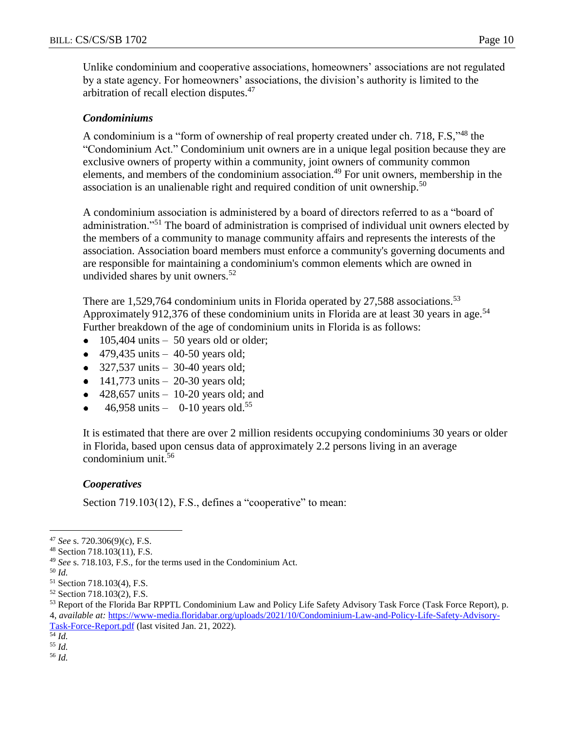Unlike condominium and cooperative associations, homeowners' associations are not regulated by a state agency. For homeowners' associations, the division's authority is limited to the arbitration of recall election disputes.[47]

### *Condominiums*

A condominium is a "form of ownership of real property created under ch. 718, F.S,"[48] the "Condominium Act." Condominium unit owners are in a unique legal position because they are exclusive owners of property within a community, joint owners of community common elements, and members of the condominium association.[49] For unit owners, membership in the association is an unalienable right and required condition of unit ownership.[50]

A condominium association is administered by a board of directors referred to as a "board of administration."[51] The board of administration is comprised of individual unit owners elected by the members of a community to manage community affairs and represents the interests of the association. Association board members must enforce a community's governing documents and are responsible for maintaining a condominium's common elements which are owned in undivided shares by unit owners.[52]

There are 1,529,764 condominium units in Florida operated by 27,588 associations.[53] Approximately 912,376 of these condominium units in Florida are at least 30 years in age.[54] Further breakdown of the age of condominium units in Florida is as follows:

- 105,404 units – 50 years old or older;
- 479,435 units – 40-50 years old;
- 327,537 units – 30-40 years old;
- 141,773 units – 20-30 years old;
- 428,657 units – 10-20 years old; and
- 46,958 units – 0-10 years old.[55]

It is estimated that there are over 2 million residents occupying condominiums 30 years or older in Florida, based upon census data of approximately 2.2 persons living in an average condominium unit.[56]

### *Cooperatives*

Section 719.103(12), F.S., defines a "cooperative" to mean:

---

[47] *See* s. 720.306(9)(c), F.S.
[48] Section 718.103(11), F.S.
[49] *See* s. 718.103, F.S., for the terms used in the Condominium Act.
[50] *Id.*
[51] Section 718.103(4), F.S.
[52] Section 718.103(2), F.S.
[53] Report of the Florida Bar RPPTL Condominium Law and Policy Life Safety Advisory Task Force (Task Force Report), p. 4, *available at:* https://www-media.floridabar.org/uploads/2021/10/Condominium-Law-and-Policy-Life-Safety-Advisory-Task-Force-Report.pdf (last visited Jan. 21, 2022).
[54] *Id.*
[55] *Id.*
[56] *Id.*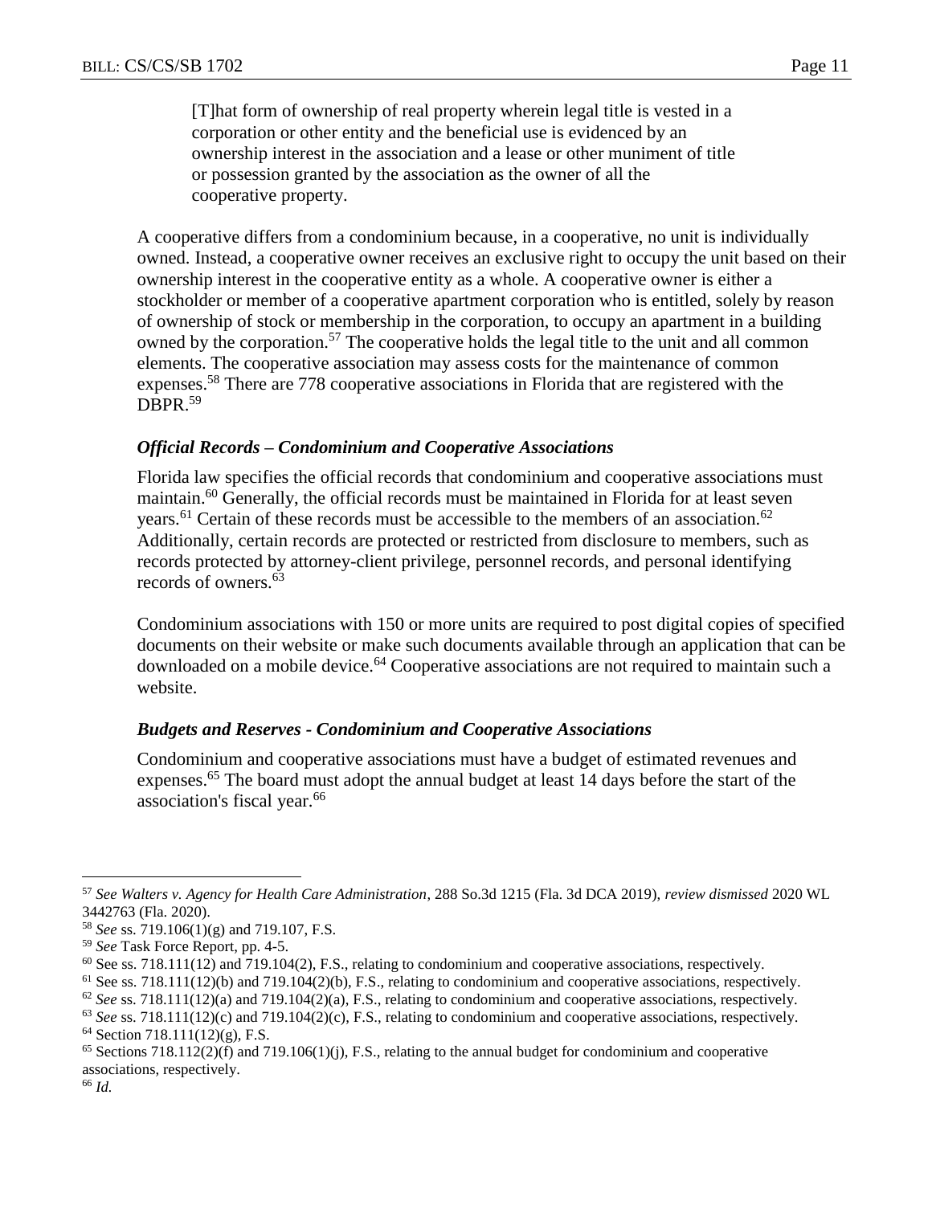> [T]hat form of ownership of real property wherein legal title is vested in a corporation or other entity and the beneficial use is evidenced by an ownership interest in the association and a lease or other muniment of title or possession granted by the association as the owner of all the cooperative property.

A cooperative differs from a condominium because, in a cooperative, no unit is individually owned. Instead, a cooperative owner receives an exclusive right to occupy the unit based on their ownership interest in the cooperative entity as a whole. A cooperative owner is either a stockholder or member of a cooperative apartment corporation who is entitled, solely by reason of ownership of stock or membership in the corporation, to occupy an apartment in a building owned by the corporation.[57] The cooperative holds the legal title to the unit and all common elements. The cooperative association may assess costs for the maintenance of common expenses.[58] There are 778 cooperative associations in Florida that are registered with the DBPR.[59]

### *Official Records – Condominium and Cooperative Associations*

Florida law specifies the official records that condominium and cooperative associations must maintain.[60] Generally, the official records must be maintained in Florida for at least seven years.[61] Certain of these records must be accessible to the members of an association.[62] Additionally, certain records are protected or restricted from disclosure to members, such as records protected by attorney-client privilege, personnel records, and personal identifying records of owners.[63]

Condominium associations with 150 or more units are required to post digital copies of specified documents on their website or make such documents available through an application that can be downloaded on a mobile device.[64] Cooperative associations are not required to maintain such a website.

### *Budgets and Reserves - Condominium and Cooperative Associations*

Condominium and cooperative associations must have a budget of estimated revenues and expenses.[65] The board must adopt the annual budget at least 14 days before the start of the association's fiscal year.[66]

---

[57] *See Walters v. Agency for Health Care Administration*, 288 So.3d 1215 (Fla. 3d DCA 2019), *review dismissed* 2020 WL 3442763 (Fla. 2020).

[58] *See* ss. 719.106(1)(g) and 719.107, F.S.

[59] *See* Task Force Report, pp. 4-5.

[60] See ss. 718.111(12) and 719.104(2), F.S., relating to condominium and cooperative associations, respectively.

[61] See ss. 718.111(12)(b) and 719.104(2)(b), F.S., relating to condominium and cooperative associations, respectively.

[62] *See* ss. 718.111(12)(a) and 719.104(2)(a), F.S., relating to condominium and cooperative associations, respectively.

[63] *See* ss. 718.111(12)(c) and 719.104(2)(c), F.S., relating to condominium and cooperative associations, respectively.

[64] Section 718.111(12)(g), F.S.

[65] Sections 718.112(2)(f) and 719.106(1)(j), F.S., relating to the annual budget for condominium and cooperative associations, respectively.

[66] *Id.*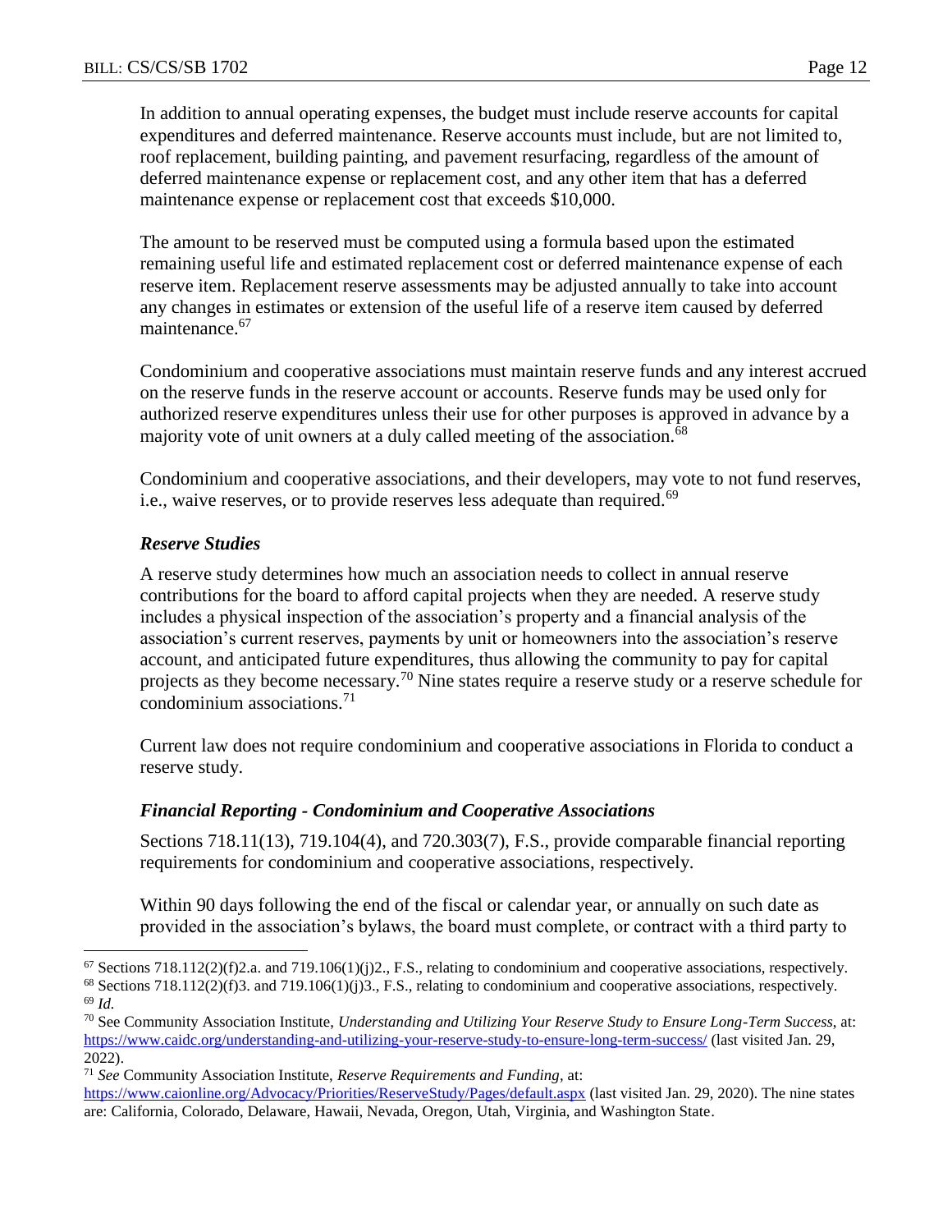In addition to annual operating expenses, the budget must include reserve accounts for capital expenditures and deferred maintenance. Reserve accounts must include, but are not limited to, roof replacement, building painting, and pavement resurfacing, regardless of the amount of deferred maintenance expense or replacement cost, and any other item that has a deferred maintenance expense or replacement cost that exceeds $10,000.

The amount to be reserved must be computed using a formula based upon the estimated remaining useful life and estimated replacement cost or deferred maintenance expense of each reserve item. Replacement reserve assessments may be adjusted annually to take into account any changes in estimates or extension of the useful life of a reserve item caused by deferred maintenance.[67]

Condominium and cooperative associations must maintain reserve funds and any interest accrued on the reserve funds in the reserve account or accounts. Reserve funds may be used only for authorized reserve expenditures unless their use for other purposes is approved in advance by a majority vote of unit owners at a duly called meeting of the association.[68]

Condominium and cooperative associations, and their developers, may vote to not fund reserves, i.e., waive reserves, or to provide reserves less adequate than required.[69]

### *Reserve Studies*

A reserve study determines how much an association needs to collect in annual reserve contributions for the board to afford capital projects when they are needed. A reserve study includes a physical inspection of the association's property and a financial analysis of the association's current reserves, payments by unit or homeowners into the association's reserve account, and anticipated future expenditures, thus allowing the community to pay for capital projects as they become necessary.[70] Nine states require a reserve study or a reserve schedule for condominium associations.[71]

Current law does not require condominium and cooperative associations in Florida to conduct a reserve study.

### *Financial Reporting - Condominium and Cooperative Associations*

Sections 718.11(13), 719.104(4), and 720.303(7), F.S., provide comparable financial reporting requirements for condominium and cooperative associations, respectively.

Within 90 days following the end of the fiscal or calendar year, or annually on such date as provided in the association's bylaws, the board must complete, or contract with a third party to

---

[67] Sections 718.112(2)(f)2.a. and 719.106(1)(j)2., F.S., relating to condominium and cooperative associations, respectively.

[68] Sections 718.112(2)(f)3. and 719.106(1)(j)3., F.S., relating to condominium and cooperative associations, respectively.

[69] *Id.*

[70] See Community Association Institute, *Understanding and Utilizing Your Reserve Study to Ensure Long-Term Success*, at: https://www.caidc.org/understanding-and-utilizing-your-reserve-study-to-ensure-long-term-success/ (last visited Jan. 29, 2022).

[71] *See* Community Association Institute, *Reserve Requirements and Funding*, at: https://www.caionline.org/Advocacy/Priorities/ReserveStudy/Pages/default.aspx (last visited Jan. 29, 2020). The nine states are: California, Colorado, Delaware, Hawaii, Nevada, Oregon, Utah, Virginia, and Washington State.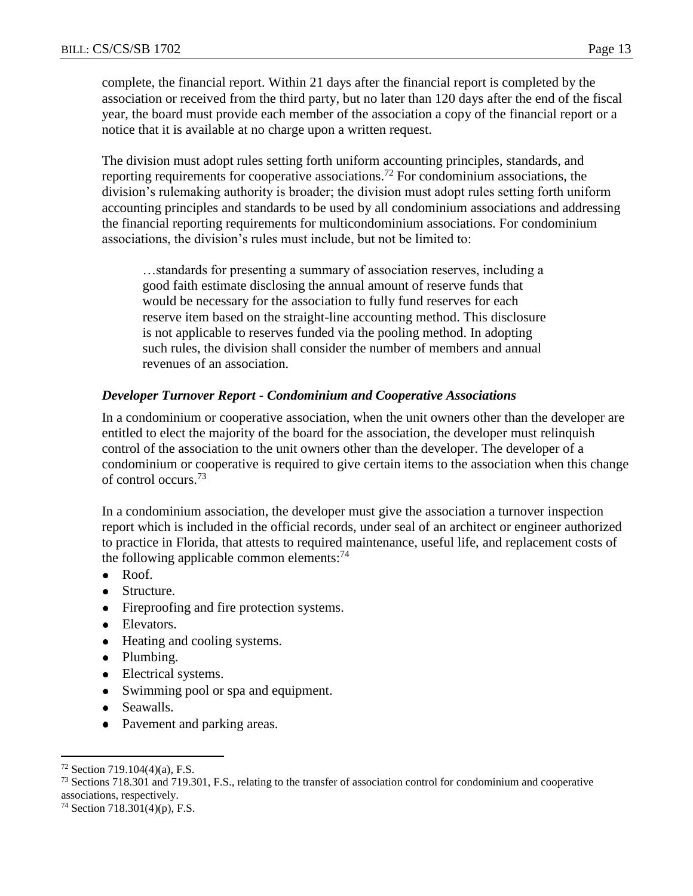complete, the financial report. Within 21 days after the financial report is completed by the association or received from the third party, but no later than 120 days after the end of the fiscal year, the board must provide each member of the association a copy of the financial report or a notice that it is available at no charge upon a written request.

The division must adopt rules setting forth uniform accounting principles, standards, and reporting requirements for cooperative associations.[72] For condominium associations, the division's rulemaking authority is broader; the division must adopt rules setting forth uniform accounting principles and standards to be used by all condominium associations and addressing the financial reporting requirements for multicondominium associations. For condominium associations, the division's rules must include, but not be limited to:

> …standards for presenting a summary of association reserves, including a good faith estimate disclosing the annual amount of reserve funds that would be necessary for the association to fully fund reserves for each reserve item based on the straight-line accounting method. This disclosure is not applicable to reserves funded via the pooling method. In adopting such rules, the division shall consider the number of members and annual revenues of an association.

***Developer Turnover Report - Condominium and Cooperative Associations***

In a condominium or cooperative association, when the unit owners other than the developer are entitled to elect the majority of the board for the association, the developer must relinquish control of the association to the unit owners other than the developer. The developer of a condominium or cooperative is required to give certain items to the association when this change of control occurs.[73]

In a condominium association, the developer must give the association a turnover inspection report which is included in the official records, under seal of an architect or engineer authorized to practice in Florida, that attests to required maintenance, useful life, and replacement costs of the following applicable common elements:[74]

- Roof.
- Structure.
- Fireproofing and fire protection systems.
- Elevators.
- Heating and cooling systems.
- Plumbing.
- Electrical systems.
- Swimming pool or spa and equipment.
- Seawalls.
- Pavement and parking areas.

---

[72] Section 719.104(4)(a), F.S.

[73] Sections 718.301 and 719.301, F.S., relating to the transfer of association control for condominium and cooperative associations, respectively.

[74] Section 718.301(4)(p), F.S.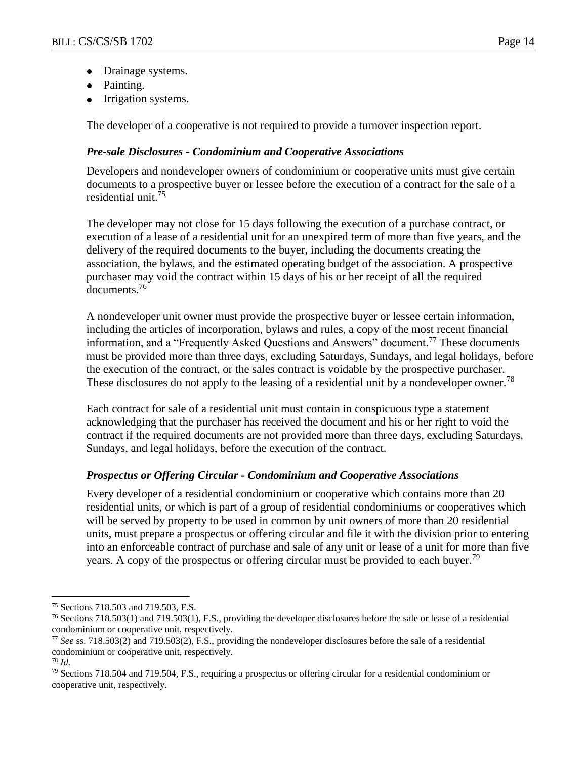- Drainage systems.
- Painting.
- Irrigation systems.

The developer of a cooperative is not required to provide a turnover inspection report.

#### *Pre-sale Disclosures - Condominium and Cooperative Associations*

Developers and nondeveloper owners of condominium or cooperative units must give certain documents to a prospective buyer or lessee before the execution of a contract for the sale of a residential unit.[75]

The developer may not close for 15 days following the execution of a purchase contract, or execution of a lease of a residential unit for an unexpired term of more than five years, and the delivery of the required documents to the buyer, including the documents creating the association, the bylaws, and the estimated operating budget of the association. A prospective purchaser may void the contract within 15 days of his or her receipt of all the required documents.[76]

A nondeveloper unit owner must provide the prospective buyer or lessee certain information, including the articles of incorporation, bylaws and rules, a copy of the most recent financial information, and a "Frequently Asked Questions and Answers" document.[77] These documents must be provided more than three days, excluding Saturdays, Sundays, and legal holidays, before the execution of the contract, or the sales contract is voidable by the prospective purchaser. These disclosures do not apply to the leasing of a residential unit by a nondeveloper owner.[78]

Each contract for sale of a residential unit must contain in conspicuous type a statement acknowledging that the purchaser has received the document and his or her right to void the contract if the required documents are not provided more than three days, excluding Saturdays, Sundays, and legal holidays, before the execution of the contract.

#### *Prospectus or Offering Circular - Condominium and Cooperative Associations*

Every developer of a residential condominium or cooperative which contains more than 20 residential units, or which is part of a group of residential condominiums or cooperatives which will be served by property to be used in common by unit owners of more than 20 residential units, must prepare a prospectus or offering circular and file it with the division prior to entering into an enforceable contract of purchase and sale of any unit or lease of a unit for more than five years. A copy of the prospectus or offering circular must be provided to each buyer.[79]

---

[75] Sections 718.503 and 719.503, F.S.

[76] Sections 718.503(1) and 719.503(1), F.S., providing the developer disclosures before the sale or lease of a residential condominium or cooperative unit, respectively.

[77] *See* ss. 718.503(2) and 719.503(2), F.S., providing the nondeveloper disclosures before the sale of a residential condominium or cooperative unit, respectively.

[78] *Id.*

[79] Sections 718.504 and 719.504, F.S., requiring a prospectus or offering circular for a residential condominium or cooperative unit, respectively.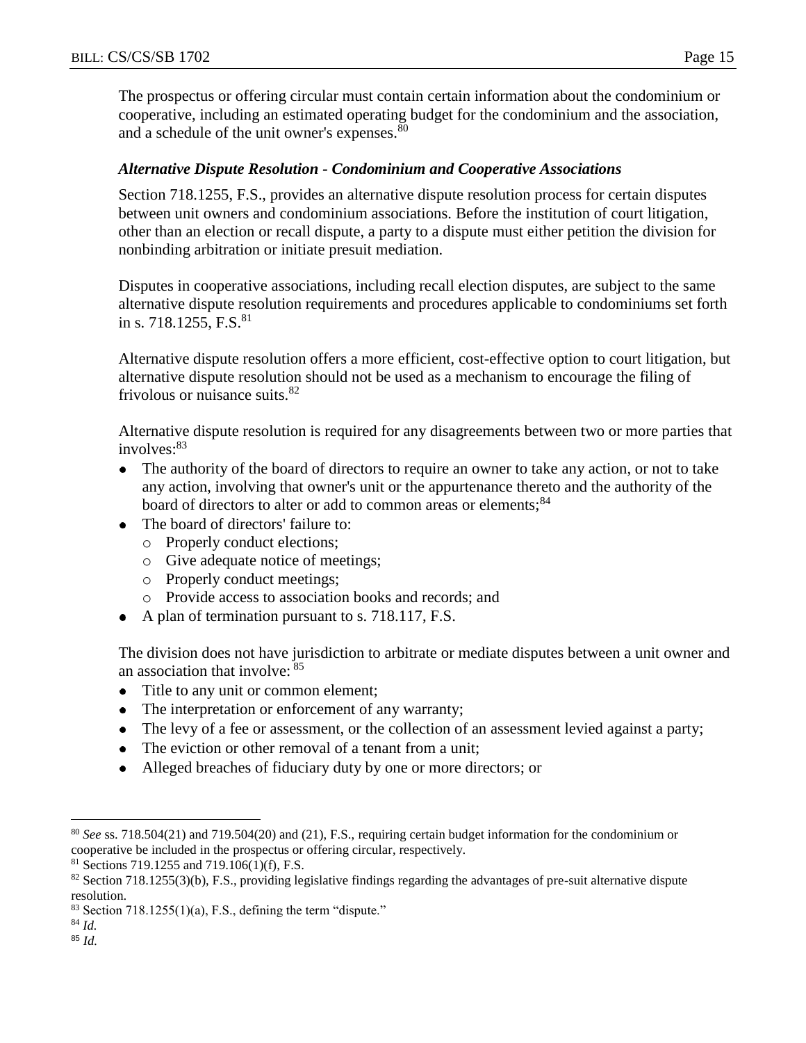The prospectus or offering circular must contain certain information about the condominium or cooperative, including an estimated operating budget for the condominium and the association, and a schedule of the unit owner's expenses.[80]

### *Alternative Dispute Resolution - Condominium and Cooperative Associations*

Section 718.1255, F.S., provides an alternative dispute resolution process for certain disputes between unit owners and condominium associations. Before the institution of court litigation, other than an election or recall dispute, a party to a dispute must either petition the division for nonbinding arbitration or initiate presuit mediation.

Disputes in cooperative associations, including recall election disputes, are subject to the same alternative dispute resolution requirements and procedures applicable to condominiums set forth in s. 718.1255, F.S.[81]

Alternative dispute resolution offers a more efficient, cost-effective option to court litigation, but alternative dispute resolution should not be used as a mechanism to encourage the filing of frivolous or nuisance suits.[82]

Alternative dispute resolution is required for any disagreements between two or more parties that involves:[83]

- The authority of the board of directors to require an owner to take any action, or not to take any action, involving that owner's unit or the appurtenance thereto and the authority of the board of directors to alter or add to common areas or elements;[84]
- The board of directors' failure to:
  - Properly conduct elections;
  - Give adequate notice of meetings;
  - Properly conduct meetings;
  - Provide access to association books and records; and
- A plan of termination pursuant to s. 718.117, F.S.

The division does not have jurisdiction to arbitrate or mediate disputes between a unit owner and an association that involve:[85]

- Title to any unit or common element;
- The interpretation or enforcement of any warranty;
- The levy of a fee or assessment, or the collection of an assessment levied against a party;
- The eviction or other removal of a tenant from a unit;
- Alleged breaches of fiduciary duty by one or more directors; or

---

[80] *See* ss. 718.504(21) and 719.504(20) and (21), F.S., requiring certain budget information for the condominium or cooperative be included in the prospectus or offering circular, respectively.

[81] Sections 719.1255 and 719.106(1)(f), F.S.

[82] Section 718.1255(3)(b), F.S., providing legislative findings regarding the advantages of pre-suit alternative dispute resolution.

[83] Section 718.1255(1)(a), F.S., defining the term "dispute."

[84] *Id.*

[85] *Id.*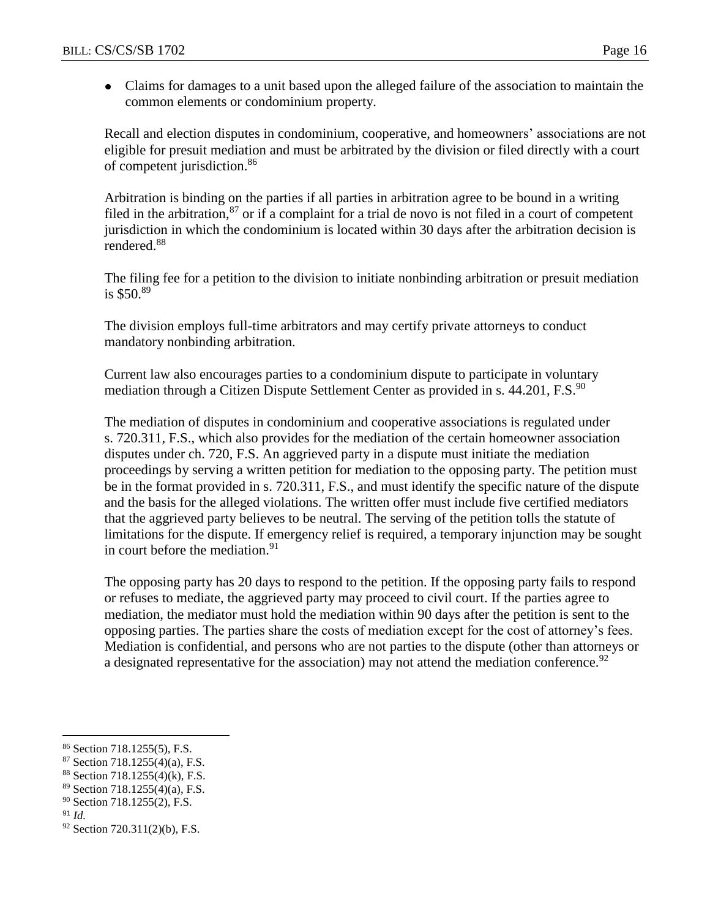- Claims for damages to a unit based upon the alleged failure of the association to maintain the common elements or condominium property.

Recall and election disputes in condominium, cooperative, and homeowners' associations are not eligible for presuit mediation and must be arbitrated by the division or filed directly with a court of competent jurisdiction.[86]

Arbitration is binding on the parties if all parties in arbitration agree to be bound in a writing filed in the arbitration,[87] or if a complaint for a trial de novo is not filed in a court of competent jurisdiction in which the condominium is located within 30 days after the arbitration decision is rendered.[88]

The filing fee for a petition to the division to initiate nonbinding arbitration or presuit mediation is $50.[89]

The division employs full-time arbitrators and may certify private attorneys to conduct mandatory nonbinding arbitration.

Current law also encourages parties to a condominium dispute to participate in voluntary mediation through a Citizen Dispute Settlement Center as provided in s. 44.201, F.S.[90]

The mediation of disputes in condominium and cooperative associations is regulated under s. 720.311, F.S., which also provides for the mediation of the certain homeowner association disputes under ch. 720, F.S. An aggrieved party in a dispute must initiate the mediation proceedings by serving a written petition for mediation to the opposing party. The petition must be in the format provided in s. 720.311, F.S., and must identify the specific nature of the dispute and the basis for the alleged violations. The written offer must include five certified mediators that the aggrieved party believes to be neutral. The serving of the petition tolls the statute of limitations for the dispute. If emergency relief is required, a temporary injunction may be sought in court before the mediation.[91]

The opposing party has 20 days to respond to the petition. If the opposing party fails to respond or refuses to mediate, the aggrieved party may proceed to civil court. If the parties agree to mediation, the mediator must hold the mediation within 90 days after the petition is sent to the opposing parties. The parties share the costs of mediation except for the cost of attorney's fees. Mediation is confidential, and persons who are not parties to the dispute (other than attorneys or a designated representative for the association) may not attend the mediation conference.[92]

---

[86] Section 718.1255(5), F.S.

[87] Section 718.1255(4)(a), F.S.

[88] Section 718.1255(4)(k), F.S.

[89] Section 718.1255(4)(a), F.S.

[90] Section 718.1255(2), F.S.

[91] *Id.*

[92] Section 720.311(2)(b), F.S.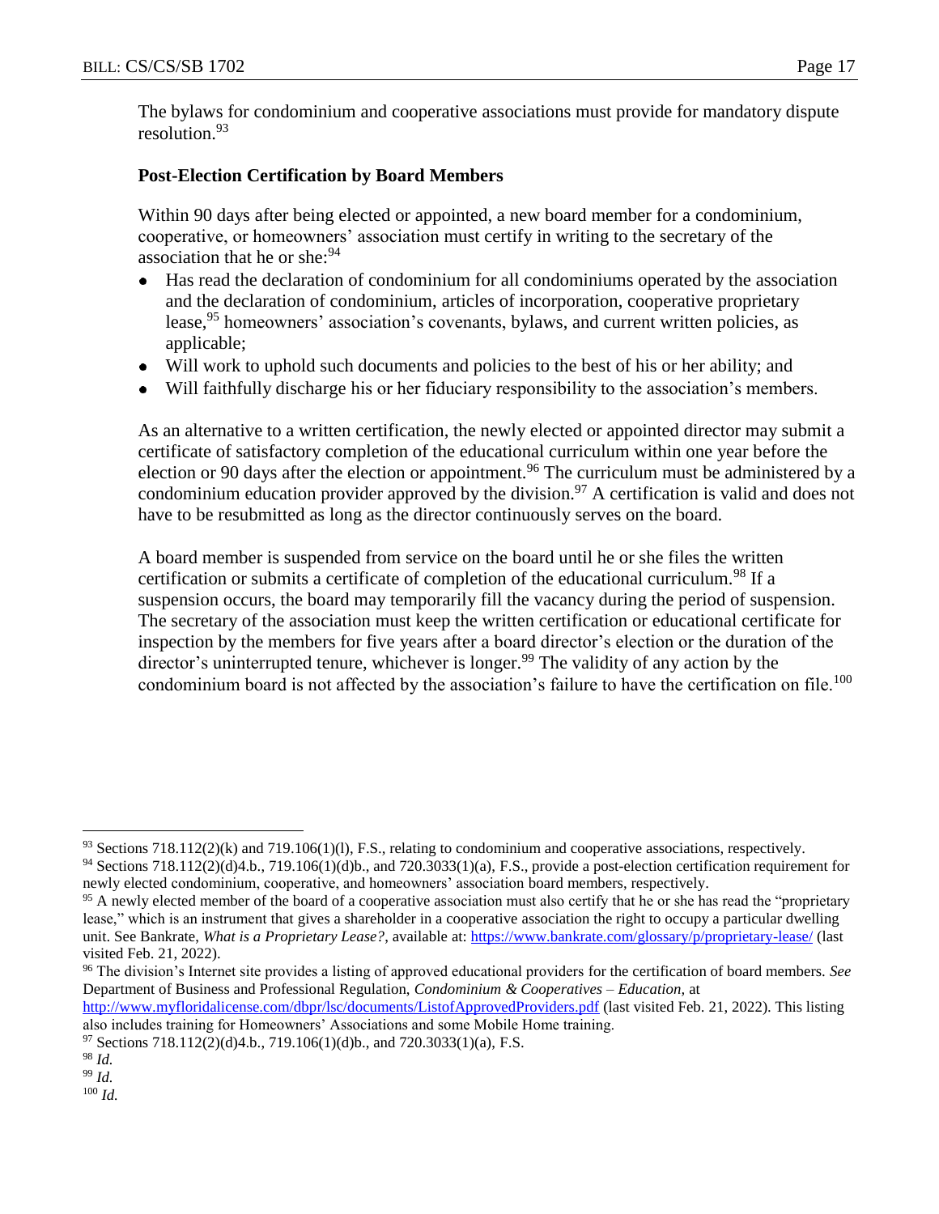The bylaws for condominium and cooperative associations must provide for mandatory dispute resolution.[93]

**Post-Election Certification by Board Members**

Within 90 days after being elected or appointed, a new board member for a condominium, cooperative, or homeowners' association must certify in writing to the secretary of the association that he or she:[94]

- Has read the declaration of condominium for all condominiums operated by the association and the declaration of condominium, articles of incorporation, cooperative proprietary lease,[95] homeowners' association's covenants, bylaws, and current written policies, as applicable;
- Will work to uphold such documents and policies to the best of his or her ability; and
- Will faithfully discharge his or her fiduciary responsibility to the association's members.

As an alternative to a written certification, the newly elected or appointed director may submit a certificate of satisfactory completion of the educational curriculum within one year before the election or 90 days after the election or appointment.[96] The curriculum must be administered by a condominium education provider approved by the division.[97] A certification is valid and does not have to be resubmitted as long as the director continuously serves on the board.

A board member is suspended from service on the board until he or she files the written certification or submits a certificate of completion of the educational curriculum.[98] If a suspension occurs, the board may temporarily fill the vacancy during the period of suspension. The secretary of the association must keep the written certification or educational certificate for inspection by the members for five years after a board director's election or the duration of the director's uninterrupted tenure, whichever is longer.[99] The validity of any action by the condominium board is not affected by the association's failure to have the certification on file.[100]

---

[93] Sections 718.112(2)(k) and 719.106(1)(l), F.S., relating to condominium and cooperative associations, respectively.

[94] Sections 718.112(2)(d)4.b., 719.106(1)(d)b., and 720.3033(1)(a), F.S., provide a post-election certification requirement for newly elected condominium, cooperative, and homeowners' association board members, respectively.

[95] A newly elected member of the board of a cooperative association must also certify that he or she has read the "proprietary lease," which is an instrument that gives a shareholder in a cooperative association the right to occupy a particular dwelling unit. See Bankrate, *What is a Proprietary Lease?*, available at: https://www.bankrate.com/glossary/p/proprietary-lease/ (last visited Feb. 21, 2022).

[96] The division's Internet site provides a listing of approved educational providers for the certification of board members. *See* Department of Business and Professional Regulation, *Condominium & Cooperatives – Education,* at http://www.myfloridalicense.com/dbpr/lsc/documents/ListofApprovedProviders.pdf (last visited Feb. 21, 2022). This listing also includes training for Homeowners' Associations and some Mobile Home training.

[97] Sections 718.112(2)(d)4.b., 719.106(1)(d)b., and 720.3033(1)(a), F.S.

[98] *Id.*

[99] *Id.*

[100] *Id.*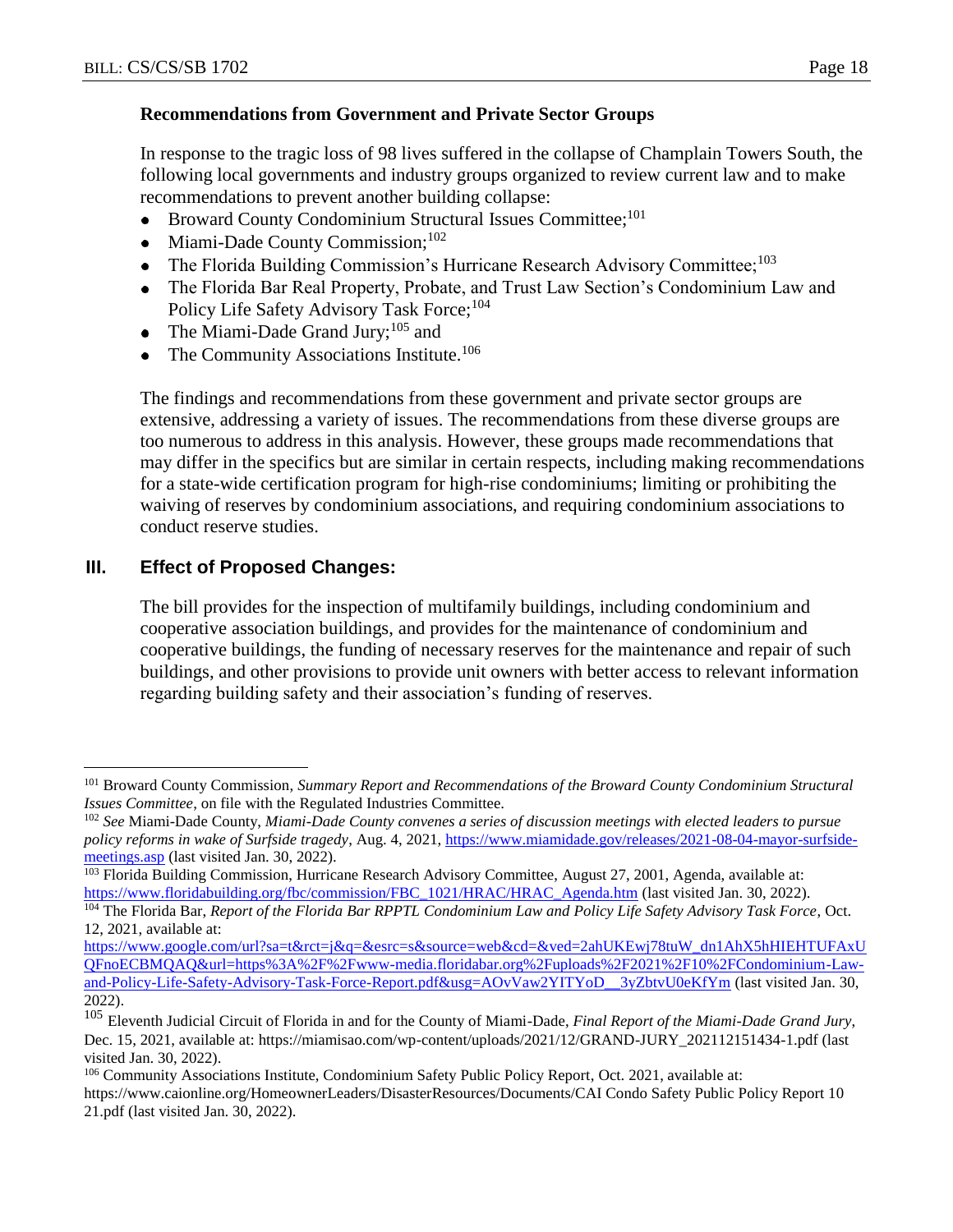**Recommendations from Government and Private Sector Groups**

In response to the tragic loss of 98 lives suffered in the collapse of Champlain Towers South, the following local governments and industry groups organized to review current law and to make recommendations to prevent another building collapse:

- Broward County Condominium Structural Issues Committee;[101]
- Miami-Dade County Commission;[102]
- The Florida Building Commission's Hurricane Research Advisory Committee;[103]
- The Florida Bar Real Property, Probate, and Trust Law Section's Condominium Law and Policy Life Safety Advisory Task Force;[104]
- The Miami-Dade Grand Jury;[105] and
- The Community Associations Institute.[106]

The findings and recommendations from these government and private sector groups are extensive, addressing a variety of issues. The recommendations from these diverse groups are too numerous to address in this analysis. However, these groups made recommendations that may differ in the specifics but are similar in certain respects, including making recommendations for a state-wide certification program for high-rise condominiums; limiting or prohibiting the waiving of reserves by condominium associations, and requiring condominium associations to conduct reserve studies.

## III. Effect of Proposed Changes:

The bill provides for the inspection of multifamily buildings, including condominium and cooperative association buildings, and provides for the maintenance of condominium and cooperative buildings, the funding of necessary reserves for the maintenance and repair of such buildings, and other provisions to provide unit owners with better access to relevant information regarding building safety and their association's funding of reserves.

---

[101] Broward County Commission, *Summary Report and Recommendations of the Broward County Condominium Structural Issues Committee*, on file with the Regulated Industries Committee.

[102] *See* Miami-Dade County, *Miami-Dade County convenes a series of discussion meetings with elected leaders to pursue policy reforms in wake of Surfside tragedy*, Aug. 4, 2021, https://www.miamidade.gov/releases/2021-08-04-mayor-surfside-meetings.asp (last visited Jan. 30, 2022).

[103] Florida Building Commission, Hurricane Research Advisory Committee, August 27, 2001, Agenda, available at: https://www.floridabuilding.org/fbc/commission/FBC_1021/HRAC/HRAC_Agenda.htm (last visited Jan. 30, 2022).

[104] The Florida Bar, *Report of the Florida Bar RPPTL Condominium Law and Policy Life Safety Advisory Task Force*, Oct. 12, 2021, available at: https://www.google.com/url?sa=t&rct=j&q=&esrc=s&source=web&cd=&ved=2ahUKEwj78tuW_dn1AhX5hHIEHTUFAxUQFnoECBMQAQ&url=https%3A%2F%2Fwww-media.floridabar.org%2Fuploads%2F2021%2F10%2FCondominium-Law-and-Policy-Life-Safety-Advisory-Task-Force-Report.pdf&usg=AOvVaw2YITYoD__3yZbtvU0eKfYm (last visited Jan. 30, 2022).

[105] Eleventh Judicial Circuit of Florida in and for the County of Miami-Dade, *Final Report of the Miami-Dade Grand Jury*, Dec. 15, 2021, available at: https://miamisao.com/wp-content/uploads/2021/12/GRAND-JURY_202112151434-1.pdf (last visited Jan. 30, 2022).

[106] Community Associations Institute, Condominium Safety Public Policy Report, Oct. 2021, available at: https://www.caionline.org/HomeownerLeaders/DisasterResources/Documents/CAI Condo Safety Public Policy Report 10 21.pdf (last visited Jan. 30, 2022).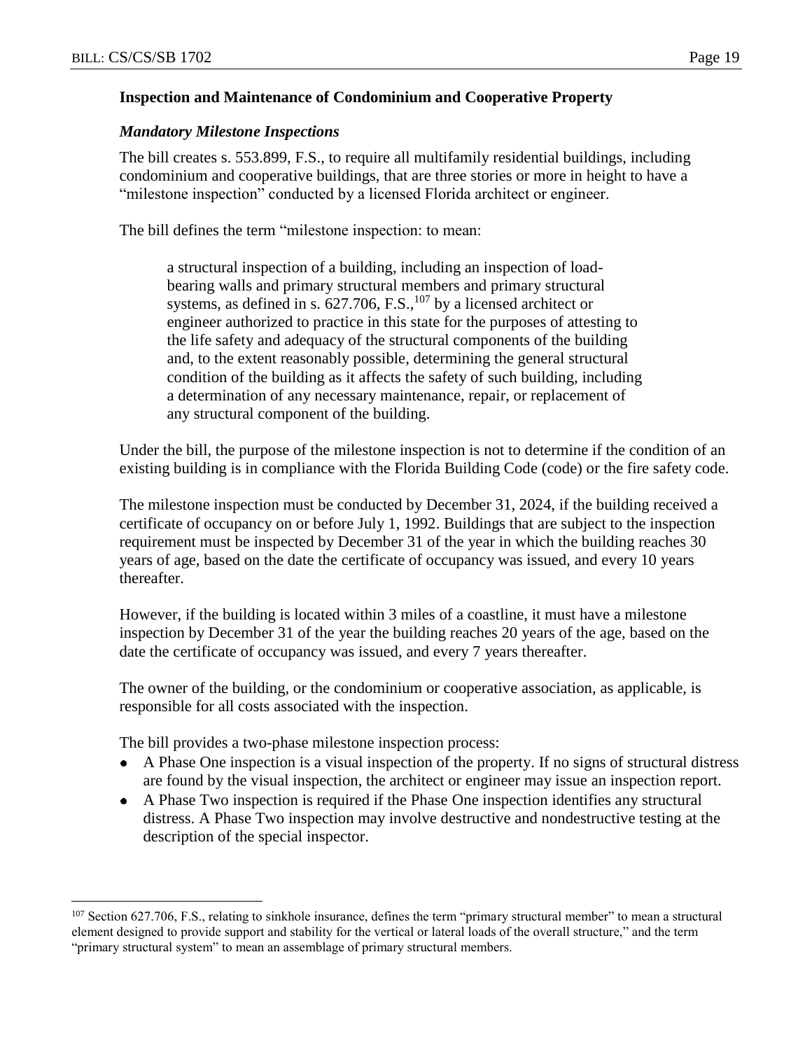**Inspection and Maintenance of Condominium and Cooperative Property**

***Mandatory Milestone Inspections***

The bill creates s. 553.899, F.S., to require all multifamily residential buildings, including condominium and cooperative buildings, that are three stories or more in height to have a "milestone inspection" conducted by a licensed Florida architect or engineer.

The bill defines the term "milestone inspection: to mean:

> a structural inspection of a building, including an inspection of load-bearing walls and primary structural members and primary structural systems, as defined in s. 627.706, F.S.,[107] by a licensed architect or engineer authorized to practice in this state for the purposes of attesting to the life safety and adequacy of the structural components of the building and, to the extent reasonably possible, determining the general structural condition of the building as it affects the safety of such building, including a determination of any necessary maintenance, repair, or replacement of any structural component of the building.

Under the bill, the purpose of the milestone inspection is not to determine if the condition of an existing building is in compliance with the Florida Building Code (code) or the fire safety code.

The milestone inspection must be conducted by December 31, 2024, if the building received a certificate of occupancy on or before July 1, 1992. Buildings that are subject to the inspection requirement must be inspected by December 31 of the year in which the building reaches 30 years of age, based on the date the certificate of occupancy was issued, and every 10 years thereafter.

However, if the building is located within 3 miles of a coastline, it must have a milestone inspection by December 31 of the year the building reaches 20 years of the age, based on the date the certificate of occupancy was issued, and every 7 years thereafter.

The owner of the building, or the condominium or cooperative association, as applicable, is responsible for all costs associated with the inspection.

The bill provides a two-phase milestone inspection process:

- A Phase One inspection is a visual inspection of the property. If no signs of structural distress are found by the visual inspection, the architect or engineer may issue an inspection report.
- A Phase Two inspection is required if the Phase One inspection identifies any structural distress. A Phase Two inspection may involve destructive and nondestructive testing at the description of the special inspector.

---

[107] Section 627.706, F.S., relating to sinkhole insurance, defines the term "primary structural member" to mean a structural element designed to provide support and stability for the vertical or lateral loads of the overall structure," and the term "primary structural system" to mean an assemblage of primary structural members.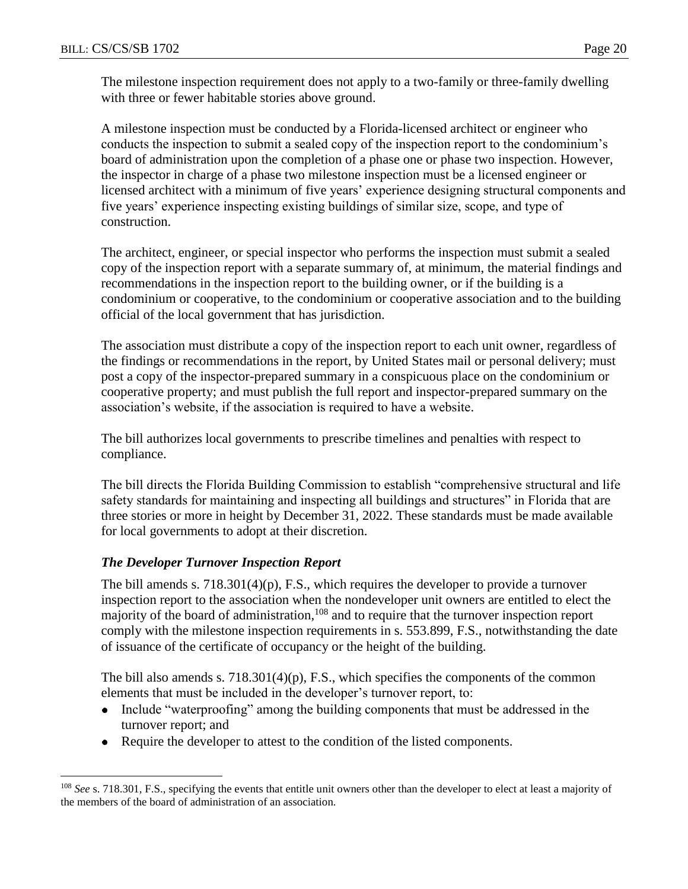The milestone inspection requirement does not apply to a two-family or three-family dwelling with three or fewer habitable stories above ground.

A milestone inspection must be conducted by a Florida-licensed architect or engineer who conducts the inspection to submit a sealed copy of the inspection report to the condominium's board of administration upon the completion of a phase one or phase two inspection. However, the inspector in charge of a phase two milestone inspection must be a licensed engineer or licensed architect with a minimum of five years' experience designing structural components and five years' experience inspecting existing buildings of similar size, scope, and type of construction.

The architect, engineer, or special inspector who performs the inspection must submit a sealed copy of the inspection report with a separate summary of, at minimum, the material findings and recommendations in the inspection report to the building owner, or if the building is a condominium or cooperative, to the condominium or cooperative association and to the building official of the local government that has jurisdiction.

The association must distribute a copy of the inspection report to each unit owner, regardless of the findings or recommendations in the report, by United States mail or personal delivery; must post a copy of the inspector-prepared summary in a conspicuous place on the condominium or cooperative property; and must publish the full report and inspector-prepared summary on the association's website, if the association is required to have a website.

The bill authorizes local governments to prescribe timelines and penalties with respect to compliance.

The bill directs the Florida Building Commission to establish "comprehensive structural and life safety standards for maintaining and inspecting all buildings and structures" in Florida that are three stories or more in height by December 31, 2022. These standards must be made available for local governments to adopt at their discretion.

### *The Developer Turnover Inspection Report*

The bill amends s. 718.301(4)(p), F.S., which requires the developer to provide a turnover inspection report to the association when the nondeveloper unit owners are entitled to elect the majority of the board of administration,[108] and to require that the turnover inspection report comply with the milestone inspection requirements in s. 553.899, F.S., notwithstanding the date of issuance of the certificate of occupancy or the height of the building.

The bill also amends s. 718.301(4)(p), F.S., which specifies the components of the common elements that must be included in the developer's turnover report, to:

- Include "waterproofing" among the building components that must be addressed in the turnover report; and
- Require the developer to attest to the condition of the listed components.

---

[108] *See* s. 718.301, F.S., specifying the events that entitle unit owners other than the developer to elect at least a majority of the members of the board of administration of an association.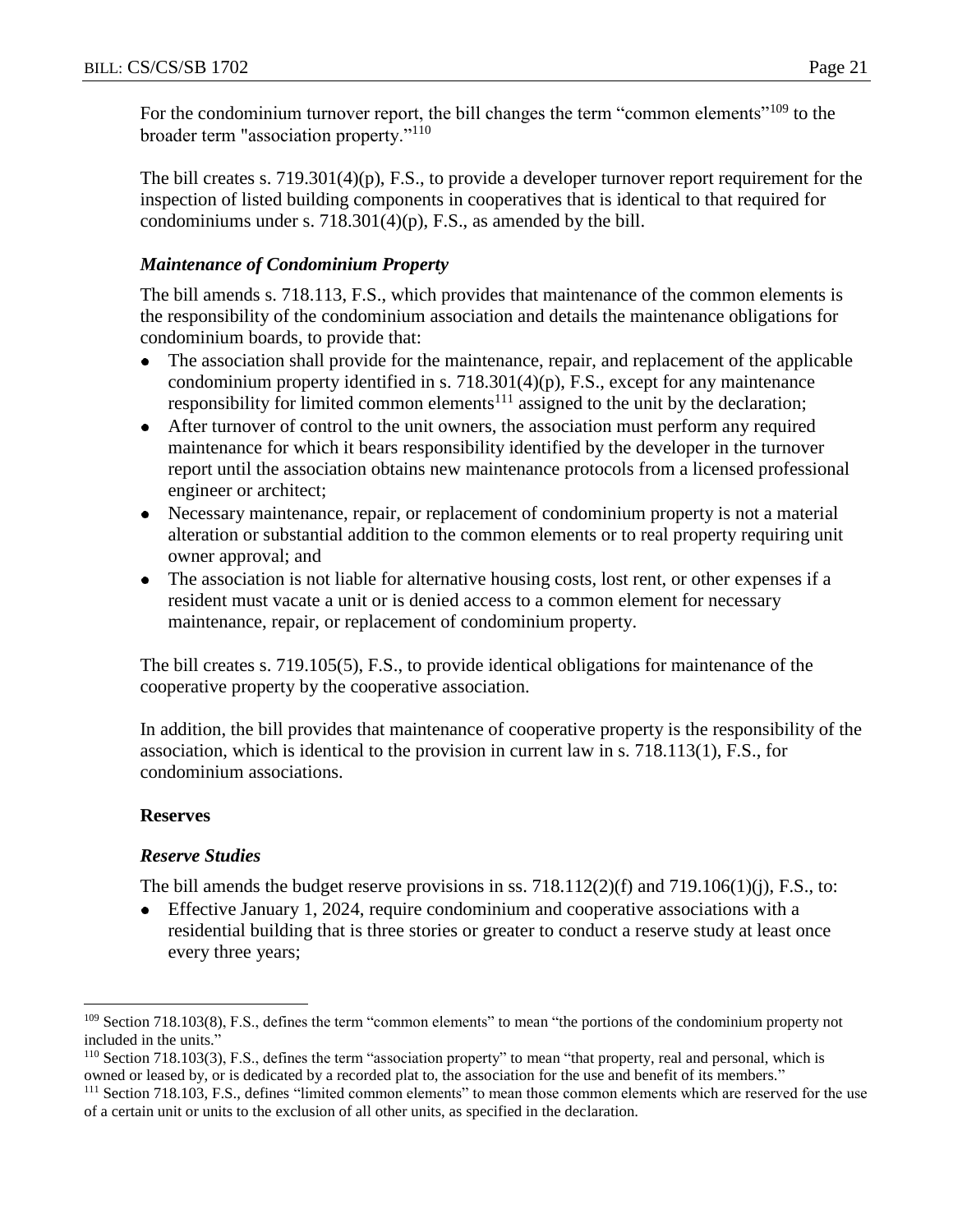For the condominium turnover report, the bill changes the term "common elements"[109] to the broader term "association property."[110]

The bill creates s. 719.301(4)(p), F.S., to provide a developer turnover report requirement for the inspection of listed building components in cooperatives that is identical to that required for condominiums under s. 718.301(4)(p), F.S., as amended by the bill.

### *Maintenance of Condominium Property*

The bill amends s. 718.113, F.S., which provides that maintenance of the common elements is the responsibility of the condominium association and details the maintenance obligations for condominium boards, to provide that:

- The association shall provide for the maintenance, repair, and replacement of the applicable condominium property identified in s. 718.301(4)(p), F.S., except for any maintenance responsibility for limited common elements[111] assigned to the unit by the declaration;
- After turnover of control to the unit owners, the association must perform any required maintenance for which it bears responsibility identified by the developer in the turnover report until the association obtains new maintenance protocols from a licensed professional engineer or architect;
- Necessary maintenance, repair, or replacement of condominium property is not a material alteration or substantial addition to the common elements or to real property requiring unit owner approval; and
- The association is not liable for alternative housing costs, lost rent, or other expenses if a resident must vacate a unit or is denied access to a common element for necessary maintenance, repair, or replacement of condominium property.

The bill creates s. 719.105(5), F.S., to provide identical obligations for maintenance of the cooperative property by the cooperative association.

In addition, the bill provides that maintenance of cooperative property is the responsibility of the association, which is identical to the provision in current law in s. 718.113(1), F.S., for condominium associations.

## **Reserves**

### *Reserve Studies*

The bill amends the budget reserve provisions in ss. 718.112(2)(f) and 719.106(1)(j), F.S., to:

- Effective January 1, 2024, require condominium and cooperative associations with a residential building that is three stories or greater to conduct a reserve study at least once every three years;

---

[109] Section 718.103(8), F.S., defines the term "common elements" to mean "the portions of the condominium property not included in the units."

[110] Section 718.103(3), F.S., defines the term "association property" to mean "that property, real and personal, which is owned or leased by, or is dedicated by a recorded plat to, the association for the use and benefit of its members."

[111] Section 718.103, F.S., defines "limited common elements" to mean those common elements which are reserved for the use of a certain unit or units to the exclusion of all other units, as specified in the declaration.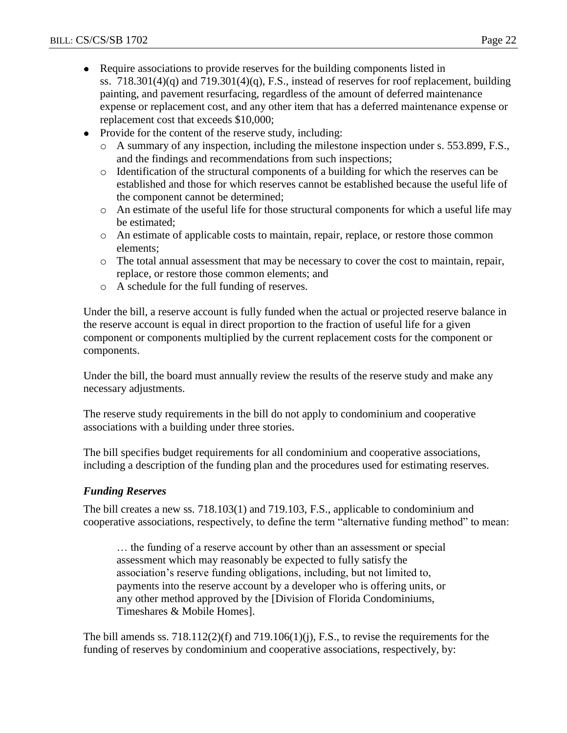- Require associations to provide reserves for the building components listed in ss. 718.301(4)(q) and 719.301(4)(q), F.S., instead of reserves for roof replacement, building painting, and pavement resurfacing, regardless of the amount of deferred maintenance expense or replacement cost, and any other item that has a deferred maintenance expense or replacement cost that exceeds $10,000;
- Provide for the content of the reserve study, including:
  - A summary of any inspection, including the milestone inspection under s. 553.899, F.S., and the findings and recommendations from such inspections;
  - Identification of the structural components of a building for which the reserves can be established and those for which reserves cannot be established because the useful life of the component cannot be determined;
  - An estimate of the useful life for those structural components for which a useful life may be estimated;
  - An estimate of applicable costs to maintain, repair, replace, or restore those common elements;
  - The total annual assessment that may be necessary to cover the cost to maintain, repair, replace, or restore those common elements; and
  - A schedule for the full funding of reserves.

Under the bill, a reserve account is fully funded when the actual or projected reserve balance in the reserve account is equal in direct proportion to the fraction of useful life for a given component or components multiplied by the current replacement costs for the component or components.

Under the bill, the board must annually review the results of the reserve study and make any necessary adjustments.

The reserve study requirements in the bill do not apply to condominium and cooperative associations with a building under three stories.

The bill specifies budget requirements for all condominium and cooperative associations, including a description of the funding plan and the procedures used for estimating reserves.

### *Funding Reserves*

The bill creates a new ss. 718.103(1) and 719.103, F.S., applicable to condominium and cooperative associations, respectively, to define the term "alternative funding method" to mean:

> … the funding of a reserve account by other than an assessment or special assessment which may reasonably be expected to fully satisfy the association's reserve funding obligations, including, but not limited to, payments into the reserve account by a developer who is offering units, or any other method approved by the [Division of Florida Condominiums, Timeshares & Mobile Homes].

The bill amends ss. 718.112(2)(f) and 719.106(1)(j), F.S., to revise the requirements for the funding of reserves by condominium and cooperative associations, respectively, by: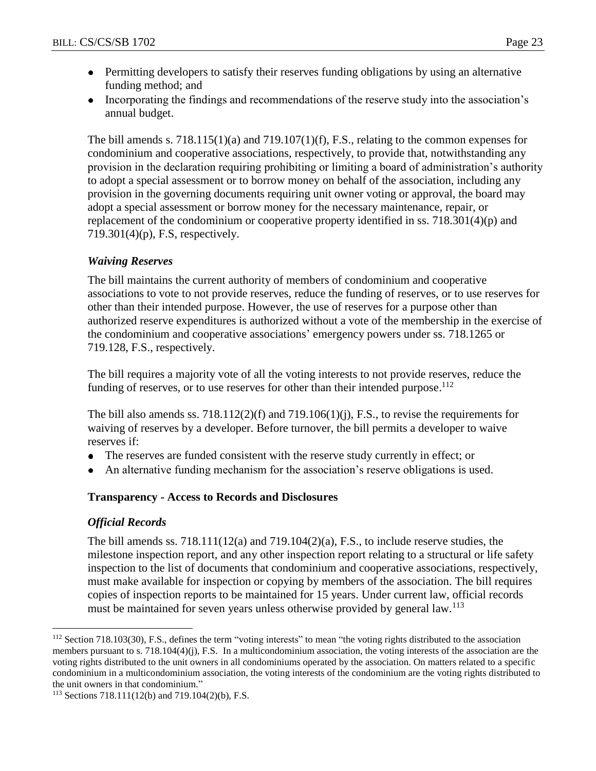- Permitting developers to satisfy their reserves funding obligations by using an alternative funding method; and
- Incorporating the findings and recommendations of the reserve study into the association's annual budget.

The bill amends s. 718.115(1)(a) and 719.107(1)(f), F.S., relating to the common expenses for condominium and cooperative associations, respectively, to provide that, notwithstanding any provision in the declaration requiring prohibiting or limiting a board of administration's authority to adopt a special assessment or to borrow money on behalf of the association, including any provision in the governing documents requiring unit owner voting or approval, the board may adopt a special assessment or borrow money for the necessary maintenance, repair, or replacement of the condominium or cooperative property identified in ss. 718.301(4)(p) and 719.301(4)(p), F.S, respectively.

### *Waiving Reserves*

The bill maintains the current authority of members of condominium and cooperative associations to vote to not provide reserves, reduce the funding of reserves, or to use reserves for other than their intended purpose. However, the use of reserves for a purpose other than authorized reserve expenditures is authorized without a vote of the membership in the exercise of the condominium and cooperative associations' emergency powers under ss. 718.1265 or 719.128, F.S., respectively.

The bill requires a majority vote of all the voting interests to not provide reserves, reduce the funding of reserves, or to use reserves for other than their intended purpose.[112]

The bill also amends ss. 718.112(2)(f) and 719.106(1)(j), F.S., to revise the requirements for waiving of reserves by a developer. Before turnover, the bill permits a developer to waive reserves if:

- The reserves are funded consistent with the reserve study currently in effect; or
- An alternative funding mechanism for the association's reserve obligations is used.

## **Transparency - Access to Records and Disclosures**

### *Official Records*

The bill amends ss. 718.111(12(a) and 719.104(2)(a), F.S., to include reserve studies, the milestone inspection report, and any other inspection report relating to a structural or life safety inspection to the list of documents that condominium and cooperative associations, respectively, must make available for inspection or copying by members of the association. The bill requires copies of inspection reports to be maintained for 15 years. Under current law, official records must be maintained for seven years unless otherwise provided by general law.[113]

---

[112] Section 718.103(30), F.S., defines the term "voting interests" to mean "the voting rights distributed to the association members pursuant to s. 718.104(4)(j), F.S. In a multicondominium association, the voting interests of the association are the voting rights distributed to the unit owners in all condominiums operated by the association. On matters related to a specific condominium in a multicondominium association, the voting interests of the condominium are the voting rights distributed to the unit owners in that condominium."

[113] Sections 718.111(12(b) and 719.104(2)(b), F.S.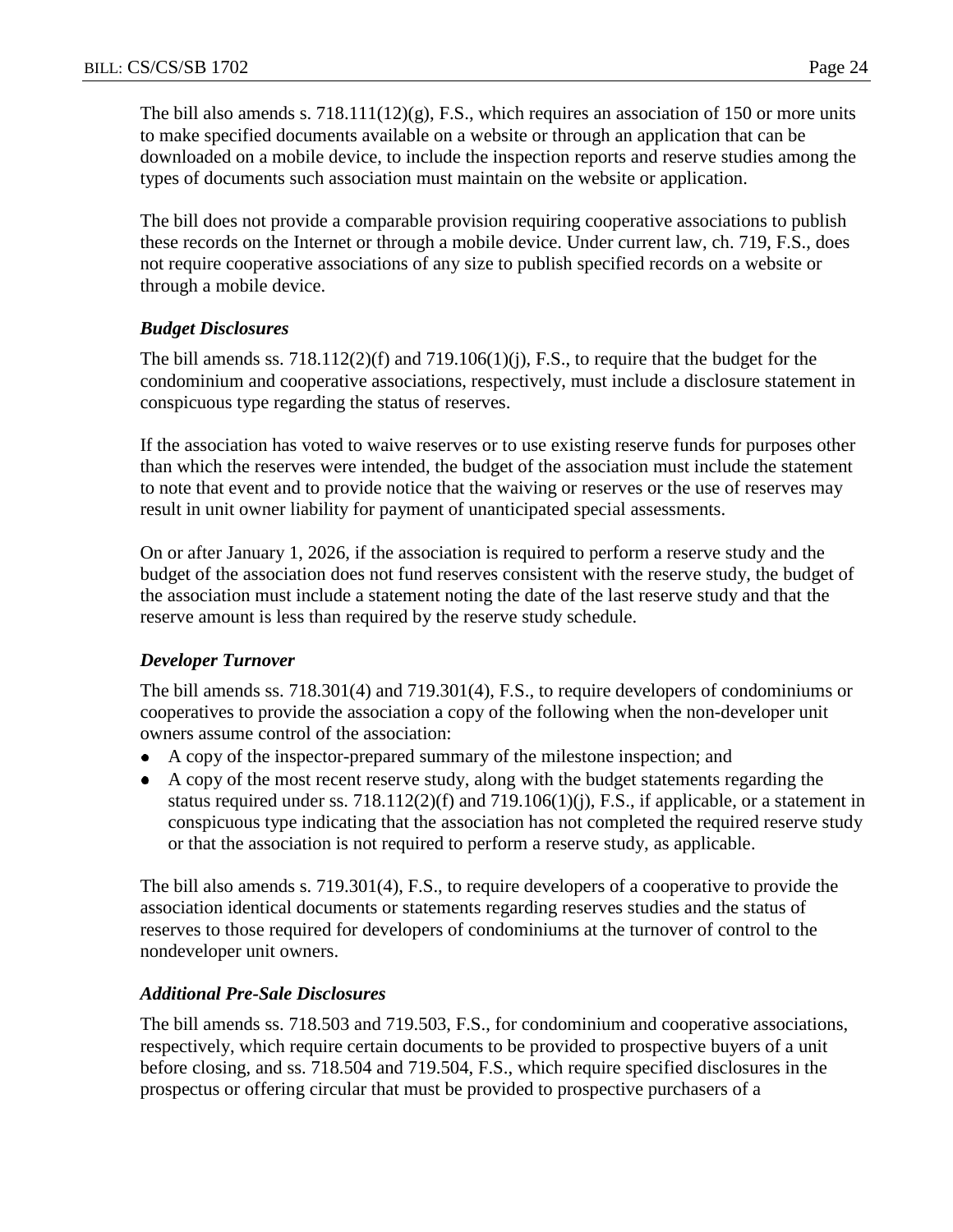The bill also amends s. 718.111(12)(g), F.S., which requires an association of 150 or more units to make specified documents available on a website or through an application that can be downloaded on a mobile device, to include the inspection reports and reserve studies among the types of documents such association must maintain on the website or application.

The bill does not provide a comparable provision requiring cooperative associations to publish these records on the Internet or through a mobile device. Under current law, ch. 719, F.S., does not require cooperative associations of any size to publish specified records on a website or through a mobile device.

***Budget Disclosures***

The bill amends ss. 718.112(2)(f) and 719.106(1)(j), F.S., to require that the budget for the condominium and cooperative associations, respectively, must include a disclosure statement in conspicuous type regarding the status of reserves.

If the association has voted to waive reserves or to use existing reserve funds for purposes other than which the reserves were intended, the budget of the association must include the statement to note that event and to provide notice that the waiving or reserves or the use of reserves may result in unit owner liability for payment of unanticipated special assessments.

On or after January 1, 2026, if the association is required to perform a reserve study and the budget of the association does not fund reserves consistent with the reserve study, the budget of the association must include a statement noting the date of the last reserve study and that the reserve amount is less than required by the reserve study schedule.

***Developer Turnover***

The bill amends ss. 718.301(4) and 719.301(4), F.S., to require developers of condominiums or cooperatives to provide the association a copy of the following when the non-developer unit owners assume control of the association:

- A copy of the inspector-prepared summary of the milestone inspection; and
- A copy of the most recent reserve study, along with the budget statements regarding the status required under ss. 718.112(2)(f) and 719.106(1)(j), F.S., if applicable, or a statement in conspicuous type indicating that the association has not completed the required reserve study or that the association is not required to perform a reserve study, as applicable.

The bill also amends s. 719.301(4), F.S., to require developers of a cooperative to provide the association identical documents or statements regarding reserves studies and the status of reserves to those required for developers of condominiums at the turnover of control to the nondeveloper unit owners.

***Additional Pre-Sale Disclosures***

The bill amends ss. 718.503 and 719.503, F.S., for condominium and cooperative associations, respectively, which require certain documents to be provided to prospective buyers of a unit before closing, and ss. 718.504 and 719.504, F.S., which require specified disclosures in the prospectus or offering circular that must be provided to prospective purchasers of a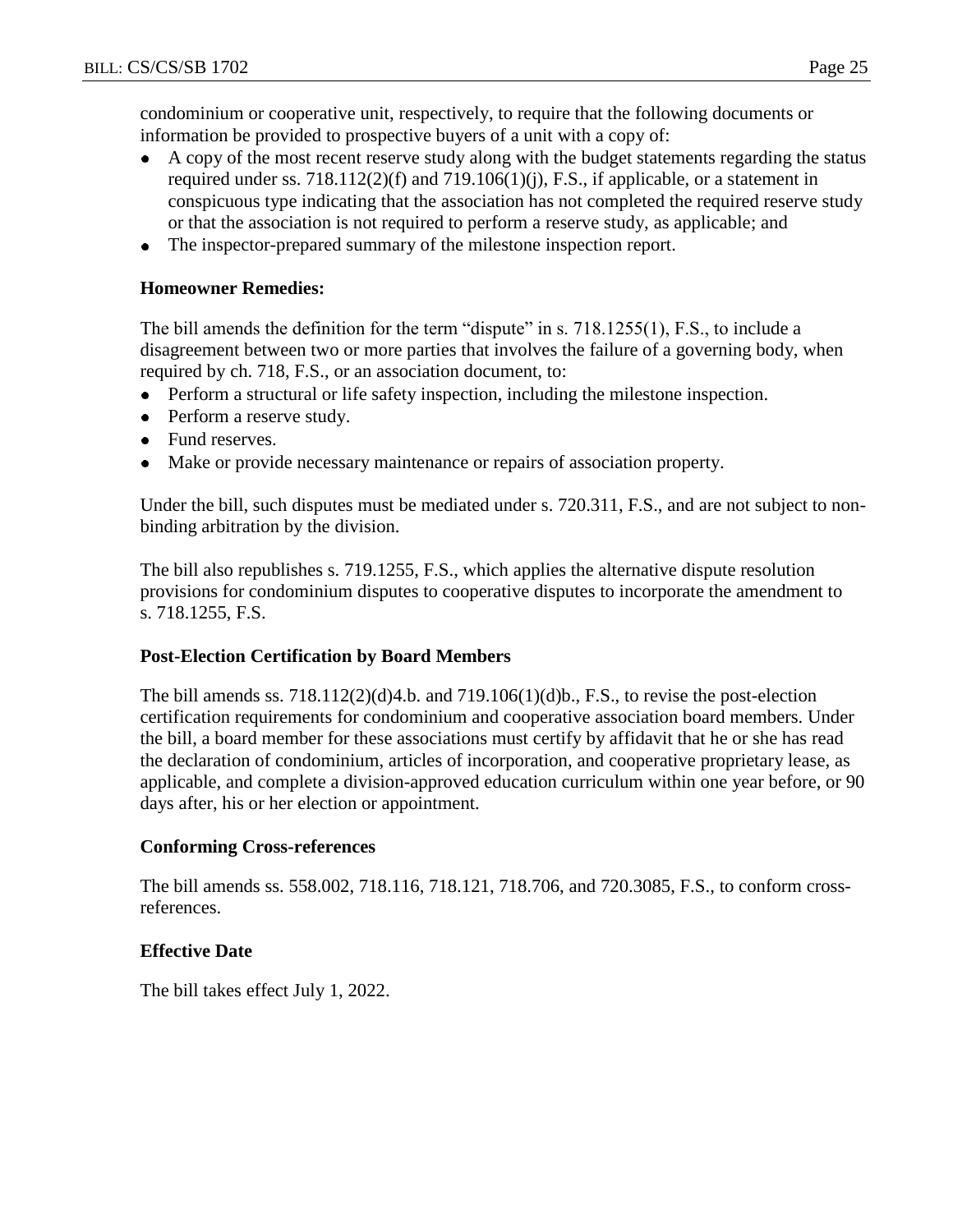condominium or cooperative unit, respectively, to require that the following documents or information be provided to prospective buyers of a unit with a copy of:

- A copy of the most recent reserve study along with the budget statements regarding the status required under ss. 718.112(2)(f) and 719.106(1)(j), F.S., if applicable, or a statement in conspicuous type indicating that the association has not completed the required reserve study or that the association is not required to perform a reserve study, as applicable; and
- The inspector-prepared summary of the milestone inspection report.

**Homeowner Remedies:**

The bill amends the definition for the term "dispute" in s. 718.1255(1), F.S., to include a disagreement between two or more parties that involves the failure of a governing body, when required by ch. 718, F.S., or an association document, to:

- Perform a structural or life safety inspection, including the milestone inspection.
- Perform a reserve study.
- Fund reserves.
- Make or provide necessary maintenance or repairs of association property.

Under the bill, such disputes must be mediated under s. 720.311, F.S., and are not subject to non-binding arbitration by the division.

The bill also republishes s. 719.1255, F.S., which applies the alternative dispute resolution provisions for condominium disputes to cooperative disputes to incorporate the amendment to s. 718.1255, F.S.

**Post-Election Certification by Board Members**

The bill amends ss. 718.112(2)(d)4.b. and 719.106(1)(d)b., F.S., to revise the post-election certification requirements for condominium and cooperative association board members. Under the bill, a board member for these associations must certify by affidavit that he or she has read the declaration of condominium, articles of incorporation, and cooperative proprietary lease, as applicable, and complete a division-approved education curriculum within one year before, or 90 days after, his or her election or appointment.

**Conforming Cross-references**

The bill amends ss. 558.002, 718.116, 718.121, 718.706, and 720.3085, F.S., to conform cross-references.

**Effective Date**

The bill takes effect July 1, 2022.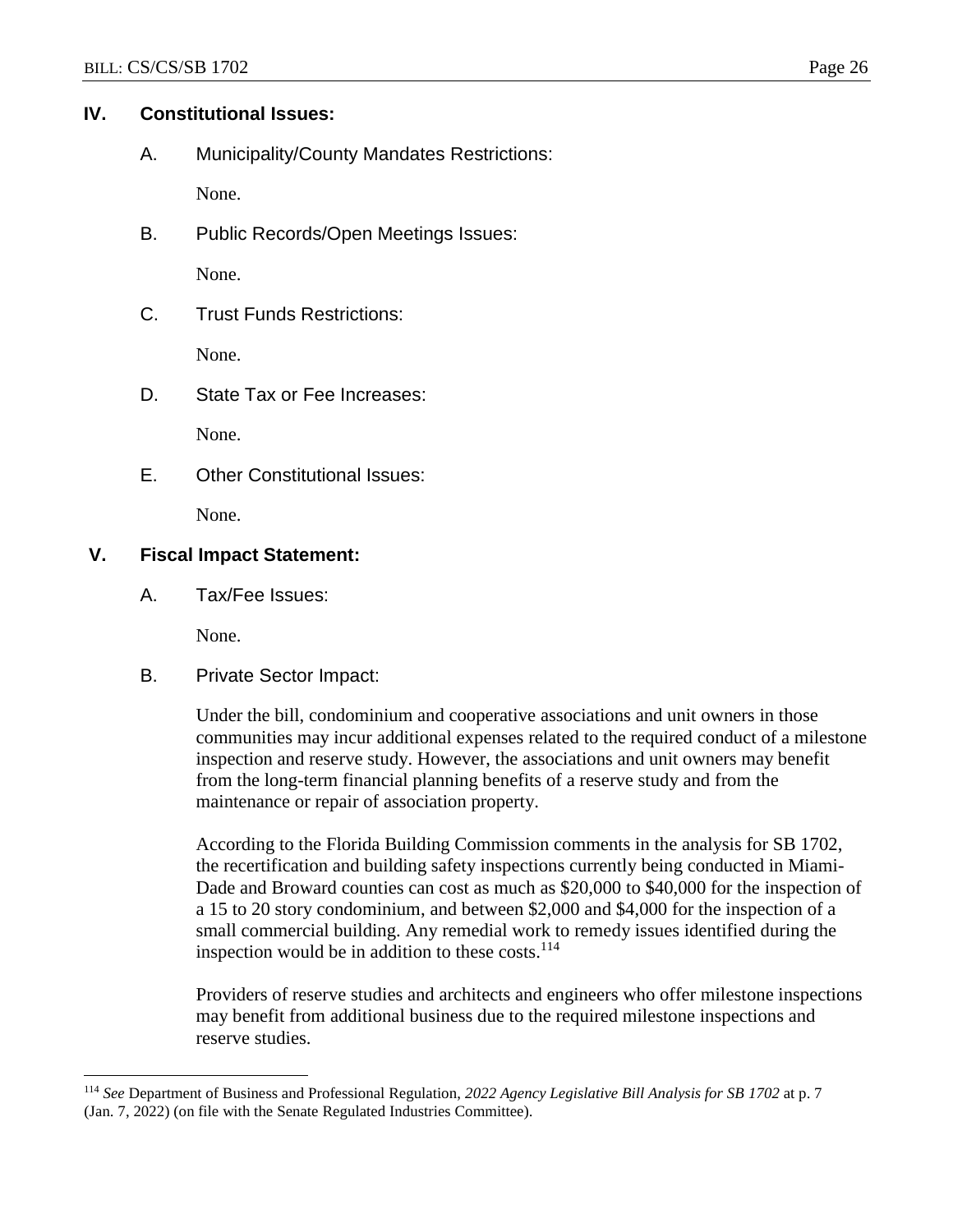## IV. Constitutional Issues:

A. Municipality/County Mandates Restrictions:

None.

B. Public Records/Open Meetings Issues:

None.

C. Trust Funds Restrictions:

None.

D. State Tax or Fee Increases:

None.

E. Other Constitutional Issues:

None.

## V. Fiscal Impact Statement:

A. Tax/Fee Issues:

None.

B. Private Sector Impact:

Under the bill, condominium and cooperative associations and unit owners in those communities may incur additional expenses related to the required conduct of a milestone inspection and reserve study. However, the associations and unit owners may benefit from the long-term financial planning benefits of a reserve study and from the maintenance or repair of association property.

According to the Florida Building Commission comments in the analysis for SB 1702, the recertification and building safety inspections currently being conducted in Miami-Dade and Broward counties can cost as much as $20,000 to $40,000 for the inspection of a 15 to 20 story condominium, and between $2,000 and $4,000 for the inspection of a small commercial building. Any remedial work to remedy issues identified during the inspection would be in addition to these costs.[114]

Providers of reserve studies and architects and engineers who offer milestone inspections may benefit from additional business due to the required milestone inspections and reserve studies.

---

[114] *See* Department of Business and Professional Regulation, *2022 Agency Legislative Bill Analysis for SB 1702* at p. 7 (Jan. 7, 2022) (on file with the Senate Regulated Industries Committee).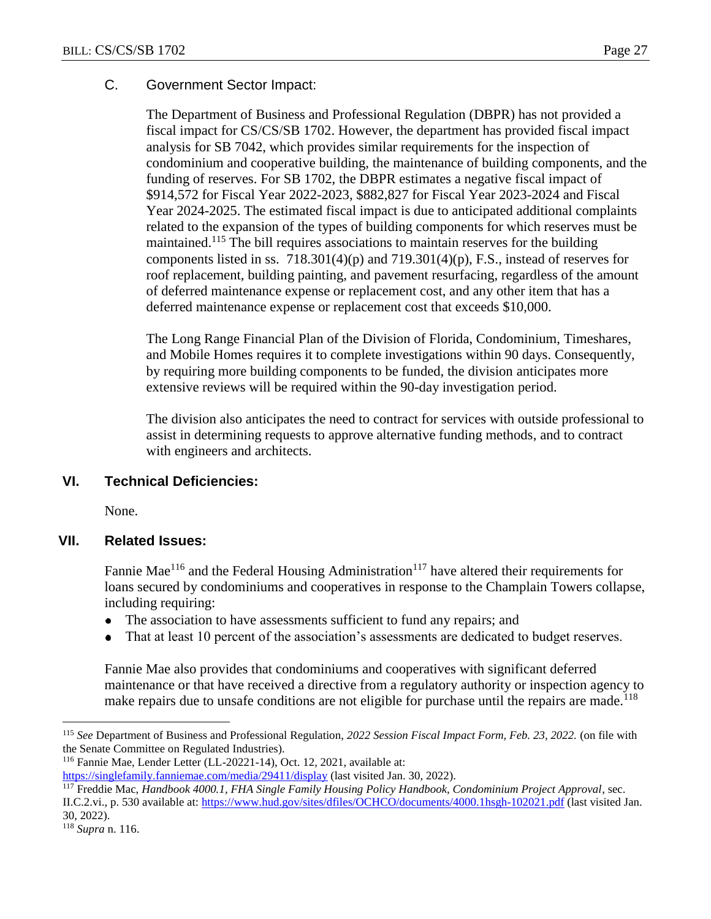### C. Government Sector Impact:

The Department of Business and Professional Regulation (DBPR) has not provided a fiscal impact for CS/CS/SB 1702. However, the department has provided fiscal impact analysis for SB 7042, which provides similar requirements for the inspection of condominium and cooperative building, the maintenance of building components, and the funding of reserves. For SB 1702, the DBPR estimates a negative fiscal impact of $914,572 for Fiscal Year 2022-2023, $882,827 for Fiscal Year 2023-2024 and Fiscal Year 2024-2025. The estimated fiscal impact is due to anticipated additional complaints related to the expansion of the types of building components for which reserves must be maintained.[115] The bill requires associations to maintain reserves for the building components listed in ss. 718.301(4)(p) and 719.301(4)(p), F.S., instead of reserves for roof replacement, building painting, and pavement resurfacing, regardless of the amount of deferred maintenance expense or replacement cost, and any other item that has a deferred maintenance expense or replacement cost that exceeds $10,000.

The Long Range Financial Plan of the Division of Florida, Condominium, Timeshares, and Mobile Homes requires it to complete investigations within 90 days. Consequently, by requiring more building components to be funded, the division anticipates more extensive reviews will be required within the 90-day investigation period.

The division also anticipates the need to contract for services with outside professional to assist in determining requests to approve alternative funding methods, and to contract with engineers and architects.

## VI. Technical Deficiencies:

None.

## VII. Related Issues:

Fannie Mae[116] and the Federal Housing Administration[117] have altered their requirements for loans secured by condominiums and cooperatives in response to the Champlain Towers collapse, including requiring:

- The association to have assessments sufficient to fund any repairs; and
- That at least 10 percent of the association's assessments are dedicated to budget reserves.

Fannie Mae also provides that condominiums and cooperatives with significant deferred maintenance or that have received a directive from a regulatory authority or inspection agency to make repairs due to unsafe conditions are not eligible for purchase until the repairs are made.[118]

---

[115] *See* Department of Business and Professional Regulation, *2022 Session Fiscal Impact Form, Feb. 23, 2022.* (on file with the Senate Committee on Regulated Industries).

[116] Fannie Mae, Lender Letter (LL-20221-14), Oct. 12, 2021, available at: https://singlefamily.fanniemae.com/media/29411/display (last visited Jan. 30, 2022).

[117] Freddie Mac, *Handbook 4000.1, FHA Single Family Housing Policy Handbook, Condominium Project Approval*, sec. II.C.2.vi., p. 530 available at: https://www.hud.gov/sites/dfiles/OCHCO/documents/4000.1hsgh-102021.pdf (last visited Jan. 30, 2022).

[118] *Supra* n. 116.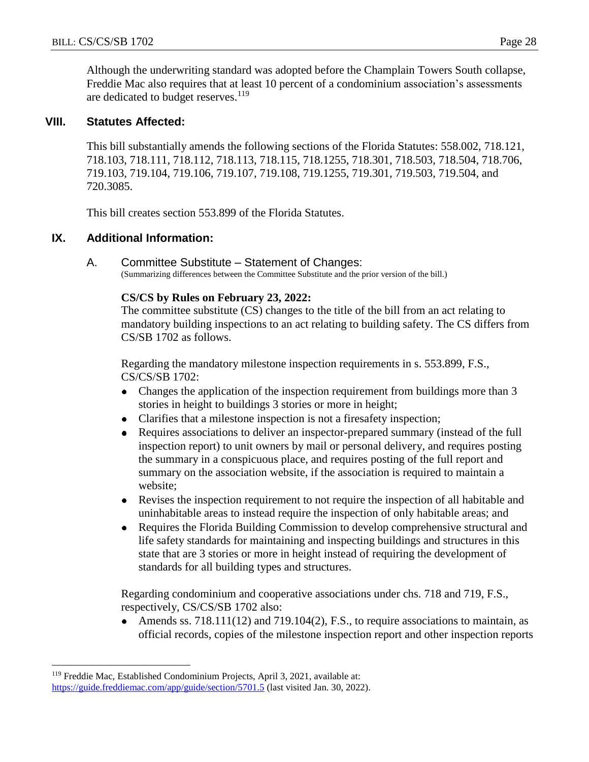Although the underwriting standard was adopted before the Champlain Towers South collapse, Freddie Mac also requires that at least 10 percent of a condominium association's assessments are dedicated to budget reserves.[119]

## VIII. Statutes Affected:

This bill substantially amends the following sections of the Florida Statutes: 558.002, 718.121, 718.103, 718.111, 718.112, 718.113, 718.115, 718.1255, 718.301, 718.503, 718.504, 718.706, 719.103, 719.104, 719.106, 719.107, 719.108, 719.1255, 719.301, 719.503, 719.504, and 720.3085.

This bill creates section 553.899 of the Florida Statutes.

## IX. Additional Information:

### A. Committee Substitute – Statement of Changes:

(Summarizing differences between the Committee Substitute and the prior version of the bill.)

**CS/CS by Rules on February 23, 2022:**
The committee substitute (CS) changes to the title of the bill from an act relating to mandatory building inspections to an act relating to building safety. The CS differs from CS/SB 1702 as follows.

Regarding the mandatory milestone inspection requirements in s. 553.899, F.S., CS/CS/SB 1702:

- Changes the application of the inspection requirement from buildings more than 3 stories in height to buildings 3 stories or more in height;
- Clarifies that a milestone inspection is not a firesafety inspection;
- Requires associations to deliver an inspector-prepared summary (instead of the full inspection report) to unit owners by mail or personal delivery, and requires posting the summary in a conspicuous place, and requires posting of the full report and summary on the association website, if the association is required to maintain a website;
- Revises the inspection requirement to not require the inspection of all habitable and uninhabitable areas to instead require the inspection of only habitable areas; and
- Requires the Florida Building Commission to develop comprehensive structural and life safety standards for maintaining and inspecting buildings and structures in this state that are 3 stories or more in height instead of requiring the development of standards for all building types and structures.

Regarding condominium and cooperative associations under chs. 718 and 719, F.S., respectively, CS/CS/SB 1702 also:

- Amends ss. 718.111(12) and 719.104(2), F.S., to require associations to maintain, as official records, copies of the milestone inspection report and other inspection reports

---

[119] Freddie Mac, Established Condominium Projects, April 3, 2021, available at: https://guide.freddiemac.com/app/guide/section/5701.5 (last visited Jan. 30, 2022).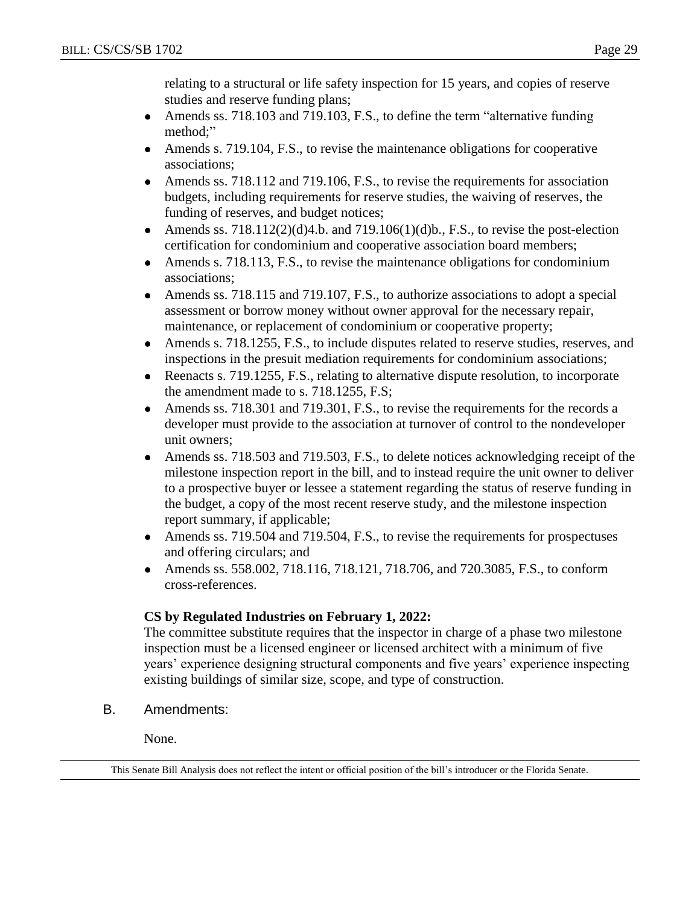relating to a structural or life safety inspection for 15 years, and copies of reserve studies and reserve funding plans;

- Amends ss. 718.103 and 719.103, F.S., to define the term "alternative funding method;"
- Amends s. 719.104, F.S., to revise the maintenance obligations for cooperative associations;
- Amends ss. 718.112 and 719.106, F.S., to revise the requirements for association budgets, including requirements for reserve studies, the waiving of reserves, the funding of reserves, and budget notices;
- Amends ss. 718.112(2)(d)4.b. and 719.106(1)(d)b., F.S., to revise the post-election certification for condominium and cooperative association board members;
- Amends s. 718.113, F.S., to revise the maintenance obligations for condominium associations;
- Amends ss. 718.115 and 719.107, F.S., to authorize associations to adopt a special assessment or borrow money without owner approval for the necessary repair, maintenance, or replacement of condominium or cooperative property;
- Amends s. 718.1255, F.S., to include disputes related to reserve studies, reserves, and inspections in the presuit mediation requirements for condominium associations;
- Reenacts s. 719.1255, F.S., relating to alternative dispute resolution, to incorporate the amendment made to s. 718.1255, F.S;
- Amends ss. 718.301 and 719.301, F.S., to revise the requirements for the records a developer must provide to the association at turnover of control to the nondeveloper unit owners;
- Amends ss. 718.503 and 719.503, F.S., to delete notices acknowledging receipt of the milestone inspection report in the bill, and to instead require the unit owner to deliver to a prospective buyer or lessee a statement regarding the status of reserve funding in the budget, a copy of the most recent reserve study, and the milestone inspection report summary, if applicable;
- Amends ss. 719.504 and 719.504, F.S., to revise the requirements for prospectuses and offering circulars; and
- Amends ss. 558.002, 718.116, 718.121, 718.706, and 720.3085, F.S., to conform cross-references.

**CS by Regulated Industries on February 1, 2022:**

The committee substitute requires that the inspector in charge of a phase two milestone inspection must be a licensed engineer or licensed architect with a minimum of five years' experience designing structural components and five years' experience inspecting existing buildings of similar size, scope, and type of construction.

B. Amendments:

None.

This Senate Bill Analysis does not reflect the intent or official position of the bill's introducer or the Florida Senate.